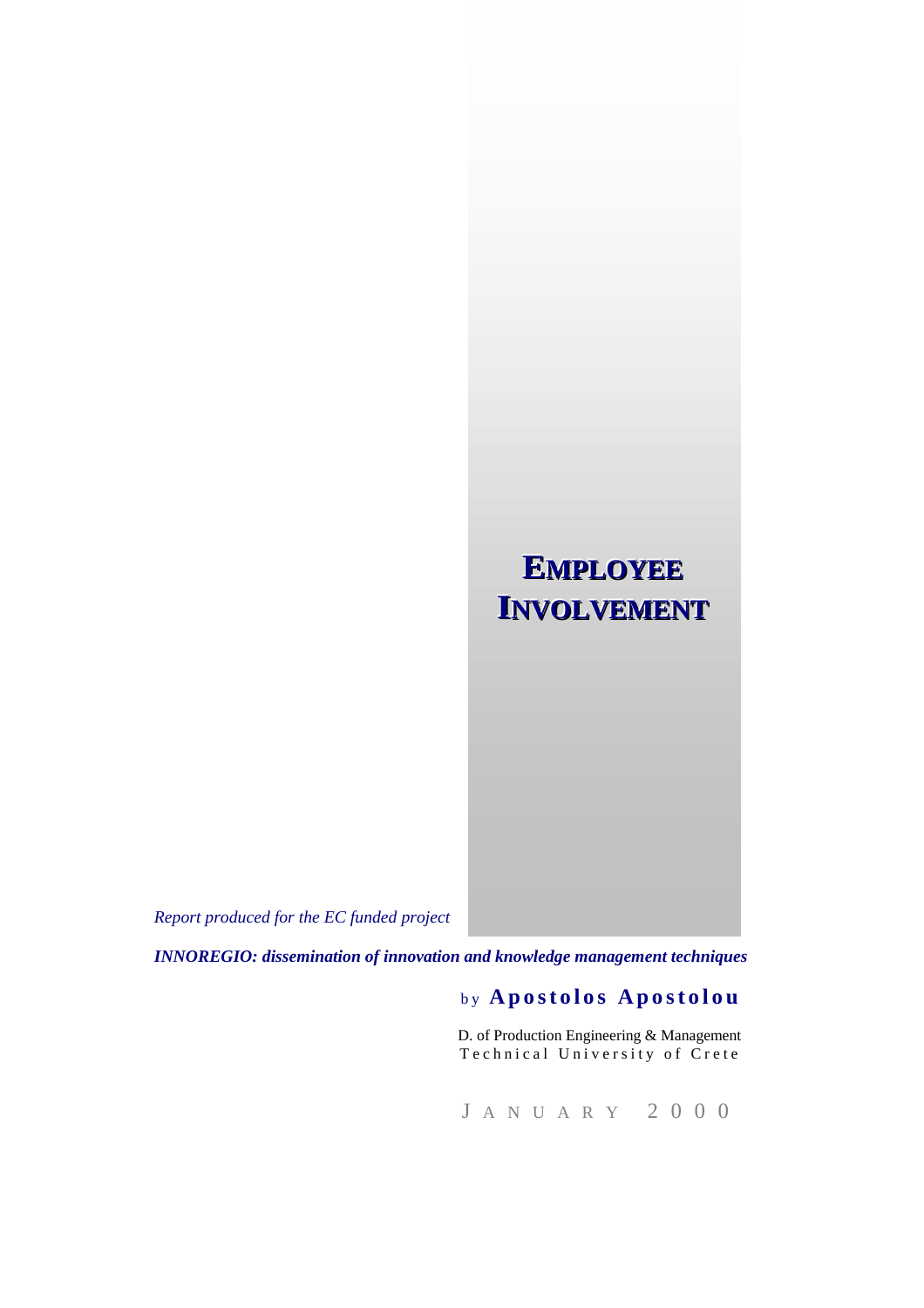# EMPLOYEE INVOLVEMENT

*Report produced for the EC funded project*

***INNOREGIO: dissemination of innovation and knowledge management techniques***

by **Apostolos Apostolou**

D. of Production Engineering & Management
Technical University of Crete

JANUARY 2000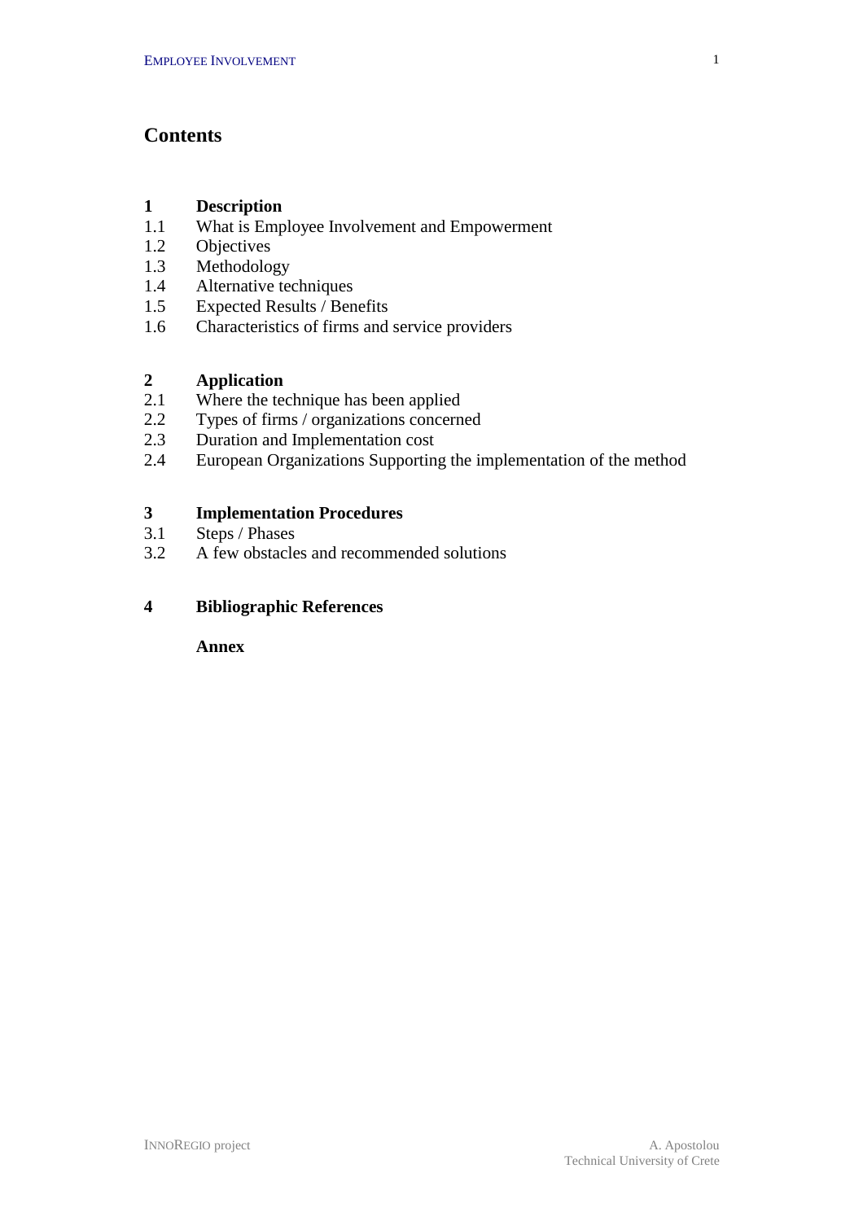# Contents

**1 Description**

1.1 What is Employee Involvement and Empowerment
1.2 Objectives
1.3 Methodology
1.4 Alternative techniques
1.5 Expected Results / Benefits
1.6 Characteristics of firms and service providers

**2 Application**

2.1 Where the technique has been applied
2.2 Types of firms / organizations concerned
2.3 Duration and Implementation cost
2.4 European Organizations Supporting the implementation of the method

**3 Implementation Procedures**

3.1 Steps / Phases
3.2 A few obstacles and recommended solutions

**4 Bibliographic References**

**Annex**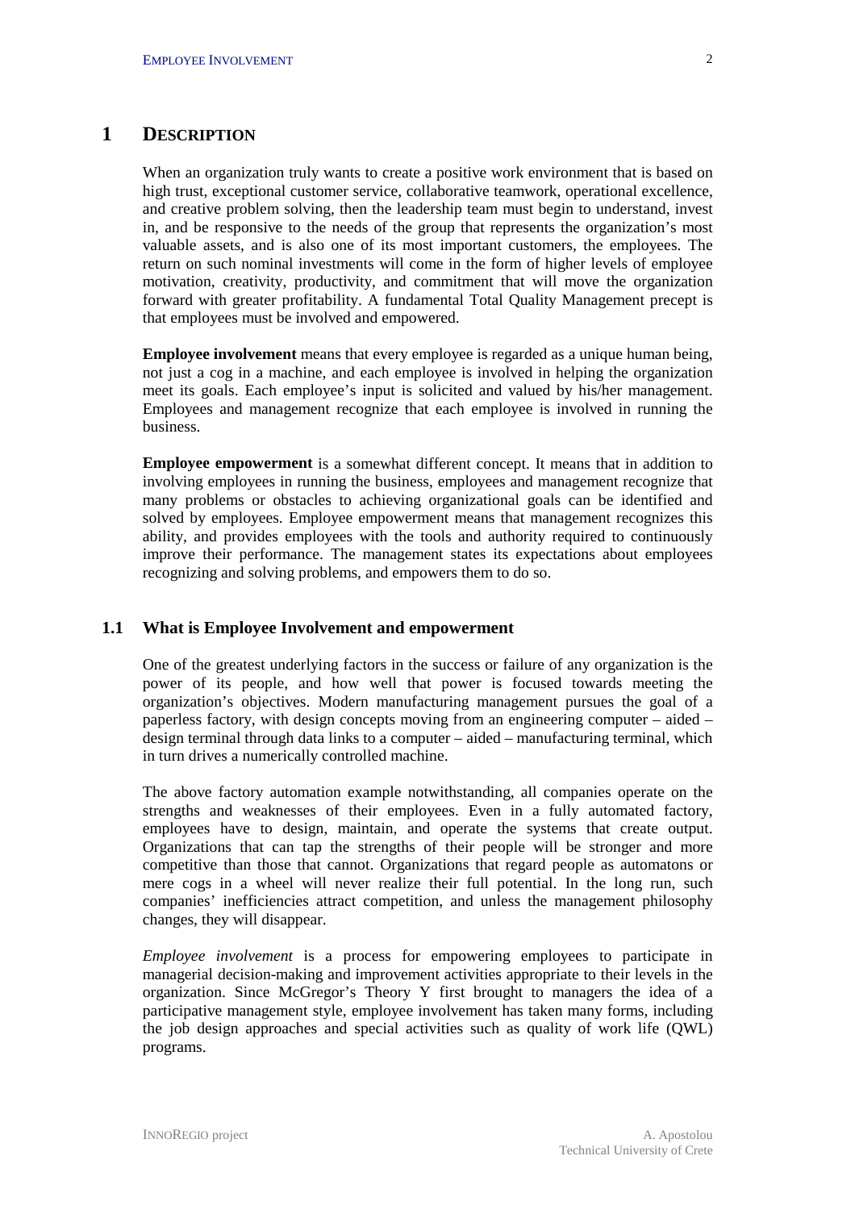# 1 DESCRIPTION

When an organization truly wants to create a positive work environment that is based on high trust, exceptional customer service, collaborative teamwork, operational excellence, and creative problem solving, then the leadership team must begin to understand, invest in, and be responsive to the needs of the group that represents the organization's most valuable assets, and is also one of its most important customers, the employees. The return on such nominal investments will come in the form of higher levels of employee motivation, creativity, productivity, and commitment that will move the organization forward with greater profitability. A fundamental Total Quality Management precept is that employees must be involved and empowered.

**Employee involvement** means that every employee is regarded as a unique human being, not just a cog in a machine, and each employee is involved in helping the organization meet its goals. Each employee's input is solicited and valued by his/her management. Employees and management recognize that each employee is involved in running the business.

**Employee empowerment** is a somewhat different concept. It means that in addition to involving employees in running the business, employees and management recognize that many problems or obstacles to achieving organizational goals can be identified and solved by employees. Employee empowerment means that management recognizes this ability, and provides employees with the tools and authority required to continuously improve their performance. The management states its expectations about employees recognizing and solving problems, and empowers them to do so.

## 1.1 What is Employee Involvement and empowerment

One of the greatest underlying factors in the success or failure of any organization is the power of its people, and how well that power is focused towards meeting the organization's objectives. Modern manufacturing management pursues the goal of a paperless factory, with design concepts moving from an engineering computer – aided – design terminal through data links to a computer – aided – manufacturing terminal, which in turn drives a numerically controlled machine.

The above factory automation example notwithstanding, all companies operate on the strengths and weaknesses of their employees. Even in a fully automated factory, employees have to design, maintain, and operate the systems that create output. Organizations that can tap the strengths of their people will be stronger and more competitive than those that cannot. Organizations that regard people as automatons or mere cogs in a wheel will never realize their full potential. In the long run, such companies' inefficiencies attract competition, and unless the management philosophy changes, they will disappear.

*Employee involvement* is a process for empowering employees to participate in managerial decision-making and improvement activities appropriate to their levels in the organization. Since McGregor's Theory Y first brought to managers the idea of a participative management style, employee involvement has taken many forms, including the job design approaches and special activities such as quality of work life (QWL) programs.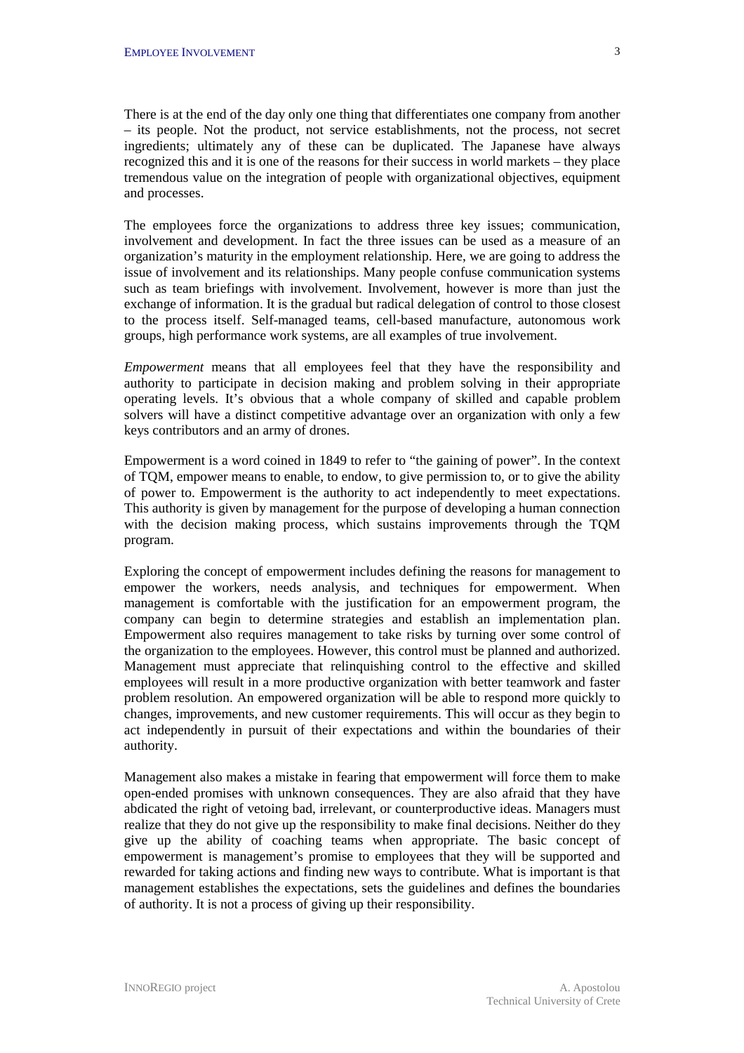There is at the end of the day only one thing that differentiates one company from another – its people. Not the product, not service establishments, not the process, not secret ingredients; ultimately any of these can be duplicated. The Japanese have always recognized this and it is one of the reasons for their success in world markets – they place tremendous value on the integration of people with organizational objectives, equipment and processes.

The employees force the organizations to address three key issues; communication, involvement and development. In fact the three issues can be used as a measure of an organization's maturity in the employment relationship. Here, we are going to address the issue of involvement and its relationships. Many people confuse communication systems such as team briefings with involvement. Involvement, however is more than just the exchange of information. It is the gradual but radical delegation of control to those closest to the process itself. Self-managed teams, cell-based manufacture, autonomous work groups, high performance work systems, are all examples of true involvement.

*Empowerment* means that all employees feel that they have the responsibility and authority to participate in decision making and problem solving in their appropriate operating levels. It's obvious that a whole company of skilled and capable problem solvers will have a distinct competitive advantage over an organization with only a few keys contributors and an army of drones.

Empowerment is a word coined in 1849 to refer to "the gaining of power". In the context of TQM, empower means to enable, to endow, to give permission to, or to give the ability of power to. Empowerment is the authority to act independently to meet expectations. This authority is given by management for the purpose of developing a human connection with the decision making process, which sustains improvements through the TQM program.

Exploring the concept of empowerment includes defining the reasons for management to empower the workers, needs analysis, and techniques for empowerment. When management is comfortable with the justification for an empowerment program, the company can begin to determine strategies and establish an implementation plan. Empowerment also requires management to take risks by turning over some control of the organization to the employees. However, this control must be planned and authorized. Management must appreciate that relinquishing control to the effective and skilled employees will result in a more productive organization with better teamwork and faster problem resolution. An empowered organization will be able to respond more quickly to changes, improvements, and new customer requirements. This will occur as they begin to act independently in pursuit of their expectations and within the boundaries of their authority.

Management also makes a mistake in fearing that empowerment will force them to make open-ended promises with unknown consequences. They are also afraid that they have abdicated the right of vetoing bad, irrelevant, or counterproductive ideas. Managers must realize that they do not give up the responsibility to make final decisions. Neither do they give up the ability of coaching teams when appropriate. The basic concept of empowerment is management's promise to employees that they will be supported and rewarded for taking actions and finding new ways to contribute. What is important is that management establishes the expectations, sets the guidelines and defines the boundaries of authority. It is not a process of giving up their responsibility.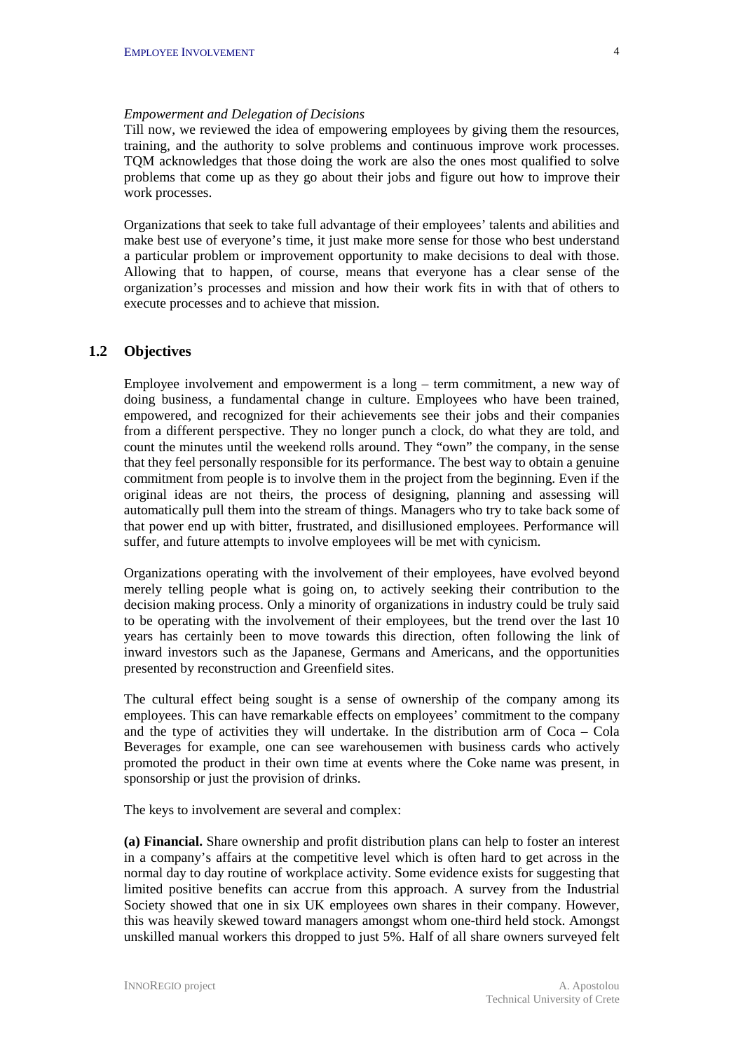*Empowerment and Delegation of Decisions*

Till now, we reviewed the idea of empowering employees by giving them the resources, training, and the authority to solve problems and continuous improve work processes. TQM acknowledges that those doing the work are also the ones most qualified to solve problems that come up as they go about their jobs and figure out how to improve their work processes.

Organizations that seek to take full advantage of their employees' talents and abilities and make best use of everyone's time, it just make more sense for those who best understand a particular problem or improvement opportunity to make decisions to deal with those. Allowing that to happen, of course, means that everyone has a clear sense of the organization's processes and mission and how their work fits in with that of others to execute processes and to achieve that mission.

## 1.2 Objectives

Employee involvement and empowerment is a long – term commitment, a new way of doing business, a fundamental change in culture. Employees who have been trained, empowered, and recognized for their achievements see their jobs and their companies from a different perspective. They no longer punch a clock, do what they are told, and count the minutes until the weekend rolls around. They "own" the company, in the sense that they feel personally responsible for its performance. The best way to obtain a genuine commitment from people is to involve them in the project from the beginning. Even if the original ideas are not theirs, the process of designing, planning and assessing will automatically pull them into the stream of things. Managers who try to take back some of that power end up with bitter, frustrated, and disillusioned employees. Performance will suffer, and future attempts to involve employees will be met with cynicism.

Organizations operating with the involvement of their employees, have evolved beyond merely telling people what is going on, to actively seeking their contribution to the decision making process. Only a minority of organizations in industry could be truly said to be operating with the involvement of their employees, but the trend over the last 10 years has certainly been to move towards this direction, often following the link of inward investors such as the Japanese, Germans and Americans, and the opportunities presented by reconstruction and Greenfield sites.

The cultural effect being sought is a sense of ownership of the company among its employees. This can have remarkable effects on employees' commitment to the company and the type of activities they will undertake. In the distribution arm of Coca – Cola Beverages for example, one can see warehousemen with business cards who actively promoted the product in their own time at events where the Coke name was present, in sponsorship or just the provision of drinks.

The keys to involvement are several and complex:

**(a) Financial.** Share ownership and profit distribution plans can help to foster an interest in a company's affairs at the competitive level which is often hard to get across in the normal day to day routine of workplace activity. Some evidence exists for suggesting that limited positive benefits can accrue from this approach. A survey from the Industrial Society showed that one in six UK employees own shares in their company. However, this was heavily skewed toward managers amongst whom one-third held stock. Amongst unskilled manual workers this dropped to just 5%. Half of all share owners surveyed felt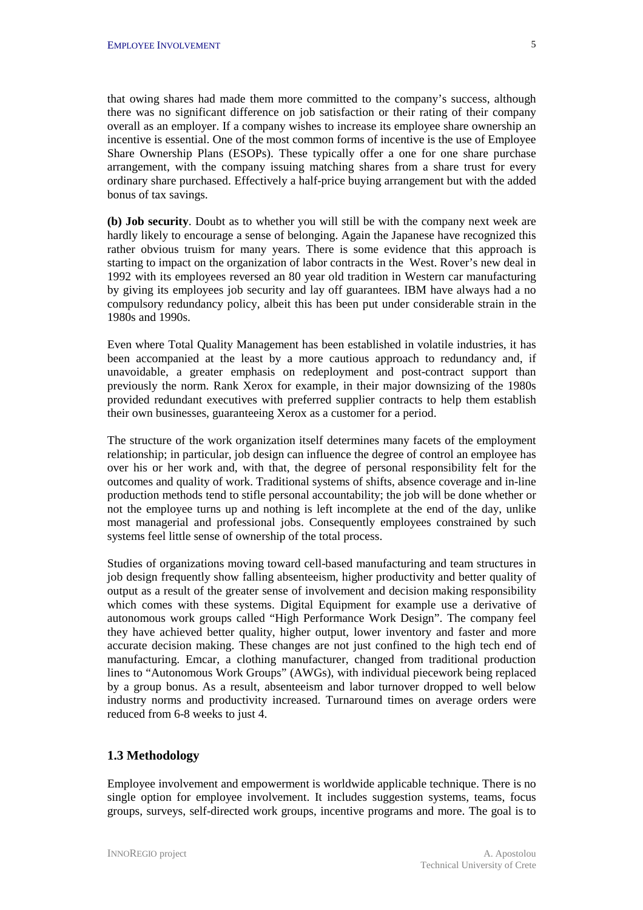that owing shares had made them more committed to the company's success, although there was no significant difference on job satisfaction or their rating of their company overall as an employer. If a company wishes to increase its employee share ownership an incentive is essential. One of the most common forms of incentive is the use of Employee Share Ownership Plans (ESOPs). These typically offer a one for one share purchase arrangement, with the company issuing matching shares from a share trust for every ordinary share purchased. Effectively a half-price buying arrangement but with the added bonus of tax savings.

**(b) Job security**. Doubt as to whether you will still be with the company next week are hardly likely to encourage a sense of belonging. Again the Japanese have recognized this rather obvious truism for many years. There is some evidence that this approach is starting to impact on the organization of labor contracts in the West. Rover's new deal in 1992 with its employees reversed an 80 year old tradition in Western car manufacturing by giving its employees job security and lay off guarantees. IBM have always had a no compulsory redundancy policy, albeit this has been put under considerable strain in the 1980s and 1990s.

Even where Total Quality Management has been established in volatile industries, it has been accompanied at the least by a more cautious approach to redundancy and, if unavoidable, a greater emphasis on redeployment and post-contract support than previously the norm. Rank Xerox for example, in their major downsizing of the 1980s provided redundant executives with preferred supplier contracts to help them establish their own businesses, guaranteeing Xerox as a customer for a period.

The structure of the work organization itself determines many facets of the employment relationship; in particular, job design can influence the degree of control an employee has over his or her work and, with that, the degree of personal responsibility felt for the outcomes and quality of work. Traditional systems of shifts, absence coverage and in-line production methods tend to stifle personal accountability; the job will be done whether or not the employee turns up and nothing is left incomplete at the end of the day, unlike most managerial and professional jobs. Consequently employees constrained by such systems feel little sense of ownership of the total process.

Studies of organizations moving toward cell-based manufacturing and team structures in job design frequently show falling absenteeism, higher productivity and better quality of output as a result of the greater sense of involvement and decision making responsibility which comes with these systems. Digital Equipment for example use a derivative of autonomous work groups called "High Performance Work Design". The company feel they have achieved better quality, higher output, lower inventory and faster and more accurate decision making. These changes are not just confined to the high tech end of manufacturing. Emcar, a clothing manufacturer, changed from traditional production lines to "Autonomous Work Groups" (AWGs), with individual piecework being replaced by a group bonus. As a result, absenteeism and labor turnover dropped to well below industry norms and productivity increased. Turnaround times on average orders were reduced from 6-8 weeks to just 4.

### 1.3 Methodology

Employee involvement and empowerment is worldwide applicable technique. There is no single option for employee involvement. It includes suggestion systems, teams, focus groups, surveys, self-directed work groups, incentive programs and more. The goal is to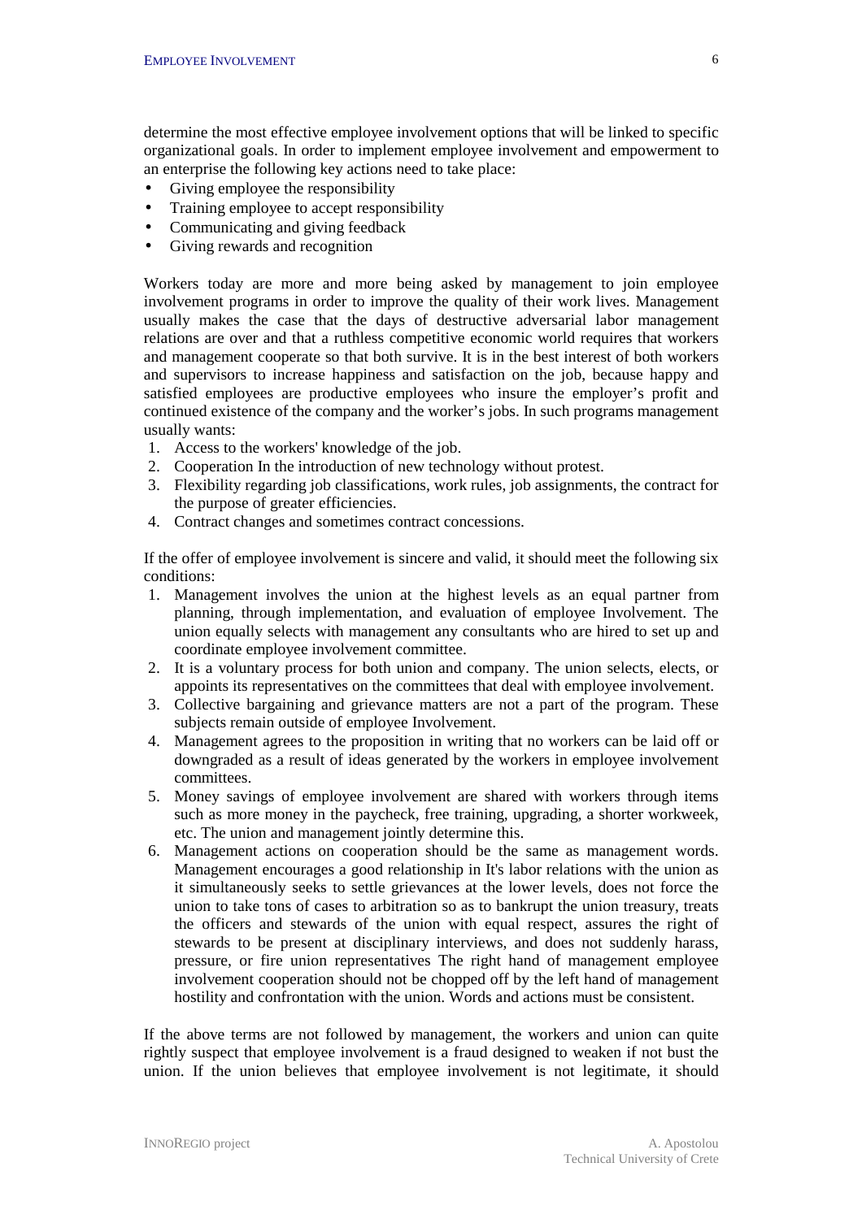determine the most effective employee involvement options that will be linked to specific organizational goals. In order to implement employee involvement and empowerment to an enterprise the following key actions need to take place:

- Giving employee the responsibility
- Training employee to accept responsibility
- Communicating and giving feedback
- Giving rewards and recognition

Workers today are more and more being asked by management to join employee involvement programs in order to improve the quality of their work lives. Management usually makes the case that the days of destructive adversarial labor management relations are over and that a ruthless competitive economic world requires that workers and management cooperate so that both survive. It is in the best interest of both workers and supervisors to increase happiness and satisfaction on the job, because happy and satisfied employees are productive employees who insure the employer's profit and continued existence of the company and the worker's jobs. In such programs management usually wants:

1. Access to the workers' knowledge of the job.
2. Cooperation In the introduction of new technology without protest.
3. Flexibility regarding job classifications, work rules, job assignments, the contract for the purpose of greater efficiencies.
4. Contract changes and sometimes contract concessions.

If the offer of employee involvement is sincere and valid, it should meet the following six conditions:

1. Management involves the union at the highest levels as an equal partner from planning, through implementation, and evaluation of employee Involvement. The union equally selects with management any consultants who are hired to set up and coordinate employee involvement committee.
2. It is a voluntary process for both union and company. The union selects, elects, or appoints its representatives on the committees that deal with employee involvement.
3. Collective bargaining and grievance matters are not a part of the program. These subjects remain outside of employee Involvement.
4. Management agrees to the proposition in writing that no workers can be laid off or downgraded as a result of ideas generated by the workers in employee involvement committees.
5. Money savings of employee involvement are shared with workers through items such as more money in the paycheck, free training, upgrading, a shorter workweek, etc. The union and management jointly determine this.
6. Management actions on cooperation should be the same as management words. Management encourages a good relationship in It's labor relations with the union as it simultaneously seeks to settle grievances at the lower levels, does not force the union to take tons of cases to arbitration so as to bankrupt the union treasury, treats the officers and stewards of the union with equal respect, assures the right of stewards to be present at disciplinary interviews, and does not suddenly harass, pressure, or fire union representatives The right hand of management employee involvement cooperation should not be chopped off by the left hand of management hostility and confrontation with the union. Words and actions must be consistent.

If the above terms are not followed by management, the workers and union can quite rightly suspect that employee involvement is a fraud designed to weaken if not bust the union. If the union believes that employee involvement is not legitimate, it should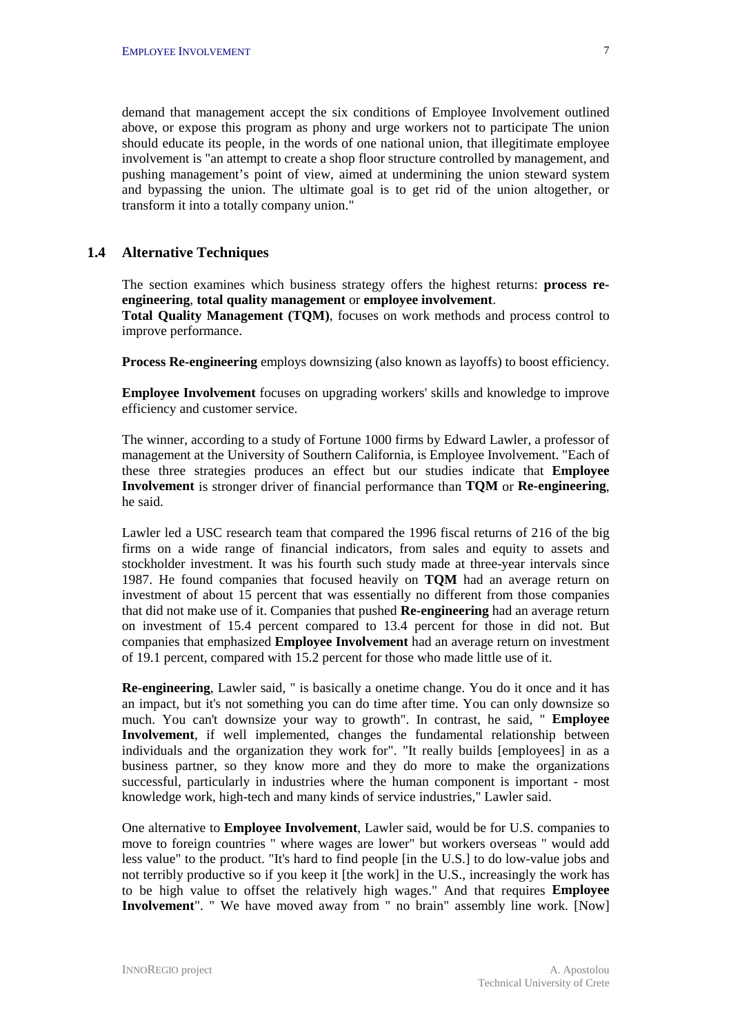demand that management accept the six conditions of Employee Involvement outlined above, or expose this program as phony and urge workers not to participate The union should educate its people, in the words of one national union, that illegitimate employee involvement is "an attempt to create a shop floor structure controlled by management, and pushing management's point of view, aimed at undermining the union steward system and bypassing the union. The ultimate goal is to get rid of the union altogether, or transform it into a totally company union."

## 1.4 Alternative Techniques

The section examines which business strategy offers the highest returns: **process re-engineering**, **total quality management** or **employee involvement**.
**Total Quality Management (TQM)**, focuses on work methods and process control to improve performance.

**Process Re-engineering** employs downsizing (also known as layoffs) to boost efficiency.

**Employee Involvement** focuses on upgrading workers' skills and knowledge to improve efficiency and customer service.

The winner, according to a study of Fortune 1000 firms by Edward Lawler, a professor of management at the University of Southern California, is Employee Involvement. "Each of these three strategies produces an effect but our studies indicate that **Employee Involvement** is stronger driver of financial performance than **TQM** or **Re-engineering**, he said.

Lawler led a USC research team that compared the 1996 fiscal returns of 216 of the big firms on a wide range of financial indicators, from sales and equity to assets and stockholder investment. It was his fourth such study made at three-year intervals since 1987. He found companies that focused heavily on **TQM** had an average return on investment of about 15 percent that was essentially no different from those companies that did not make use of it. Companies that pushed **Re-engineering** had an average return on investment of 15.4 percent compared to 13.4 percent for those in did not. But companies that emphasized **Employee Involvement** had an average return on investment of 19.1 percent, compared with 15.2 percent for those who made little use of it.

**Re-engineering**, Lawler said, " is basically a onetime change. You do it once and it has an impact, but it's not something you can do time after time. You can only downsize so much. You can't downsize your way to growth". In contrast, he said, " **Employee Involvement**, if well implemented, changes the fundamental relationship between individuals and the organization they work for". "It really builds [employees] in as a business partner, so they know more and they do more to make the organizations successful, particularly in industries where the human component is important - most knowledge work, high-tech and many kinds of service industries," Lawler said.

One alternative to **Employee Involvement**, Lawler said, would be for U.S. companies to move to foreign countries " where wages are lower" but workers overseas " would add less value" to the product. "It's hard to find people [in the U.S.] to do low-value jobs and not terribly productive so if you keep it [the work] in the U.S., increasingly the work has to be high value to offset the relatively high wages." And that requires **Employee Involvement**". " We have moved away from " no brain" assembly line work. [Now]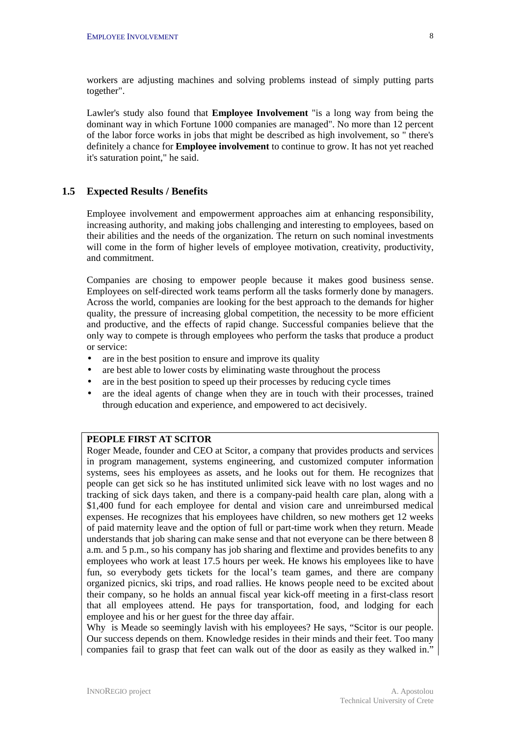workers are adjusting machines and solving problems instead of simply putting parts together".

Lawler's study also found that **Employee Involvement** "is a long way from being the dominant way in which Fortune 1000 companies are managed". No more than 12 percent of the labor force works in jobs that might be described as high involvement, so " there's definitely a chance for **Employee involvement** to continue to grow. It has not yet reached it's saturation point," he said.

## 1.5 Expected Results / Benefits

Employee involvement and empowerment approaches aim at enhancing responsibility, increasing authority, and making jobs challenging and interesting to employees, based on their abilities and the needs of the organization. The return on such nominal investments will come in the form of higher levels of employee motivation, creativity, productivity, and commitment.

Companies are chosing to empower people because it makes good business sense. Employees on self-directed work teams perform all the tasks formerly done by managers. Across the world, companies are looking for the best approach to the demands for higher quality, the pressure of increasing global competition, the necessity to be more efficient and productive, and the effects of rapid change. Successful companies believe that the only way to compete is through employees who perform the tasks that produce a product or service:

- are in the best position to ensure and improve its quality
- are best able to lower costs by eliminating waste throughout the process
- are in the best position to speed up their processes by reducing cycle times
- are the ideal agents of change when they are in touch with their processes, trained through education and experience, and empowered to act decisively.

**PEOPLE FIRST AT SCITOR**

Roger Meade, founder and CEO at Scitor, a company that provides products and services in program management, systems engineering, and customized computer information systems, sees his employees as assets, and he looks out for them. He recognizes that people can get sick so he has instituted unlimited sick leave with no lost wages and no tracking of sick days taken, and there is a company-paid health care plan, along with a $1,400 fund for each employee for dental and vision care and unreimbursed medical expenses. He recognizes that his employees have children, so new mothers get 12 weeks of paid maternity leave and the option of full or part-time work when they return. Meade understands that job sharing can make sense and that not everyone can be there between 8 a.m. and 5 p.m., so his company has job sharing and flextime and provides benefits to any employees who work at least 17.5 hours per week. He knows his employees like to have fun, so everybody gets tickets for the local's team games, and there are company organized picnics, ski trips, and road rallies. He knows people need to be excited about their company, so he holds an annual fiscal year kick-off meeting in a first-class resort that all employees attend. He pays for transportation, food, and lodging for each employee and his or her guest for the three day affair.

Why is Meade so seemingly lavish with his employees? He says, "Scitor is our people. Our success depends on them. Knowledge resides in their minds and their feet. Too many companies fail to grasp that feet can walk out of the door as easily as they walked in."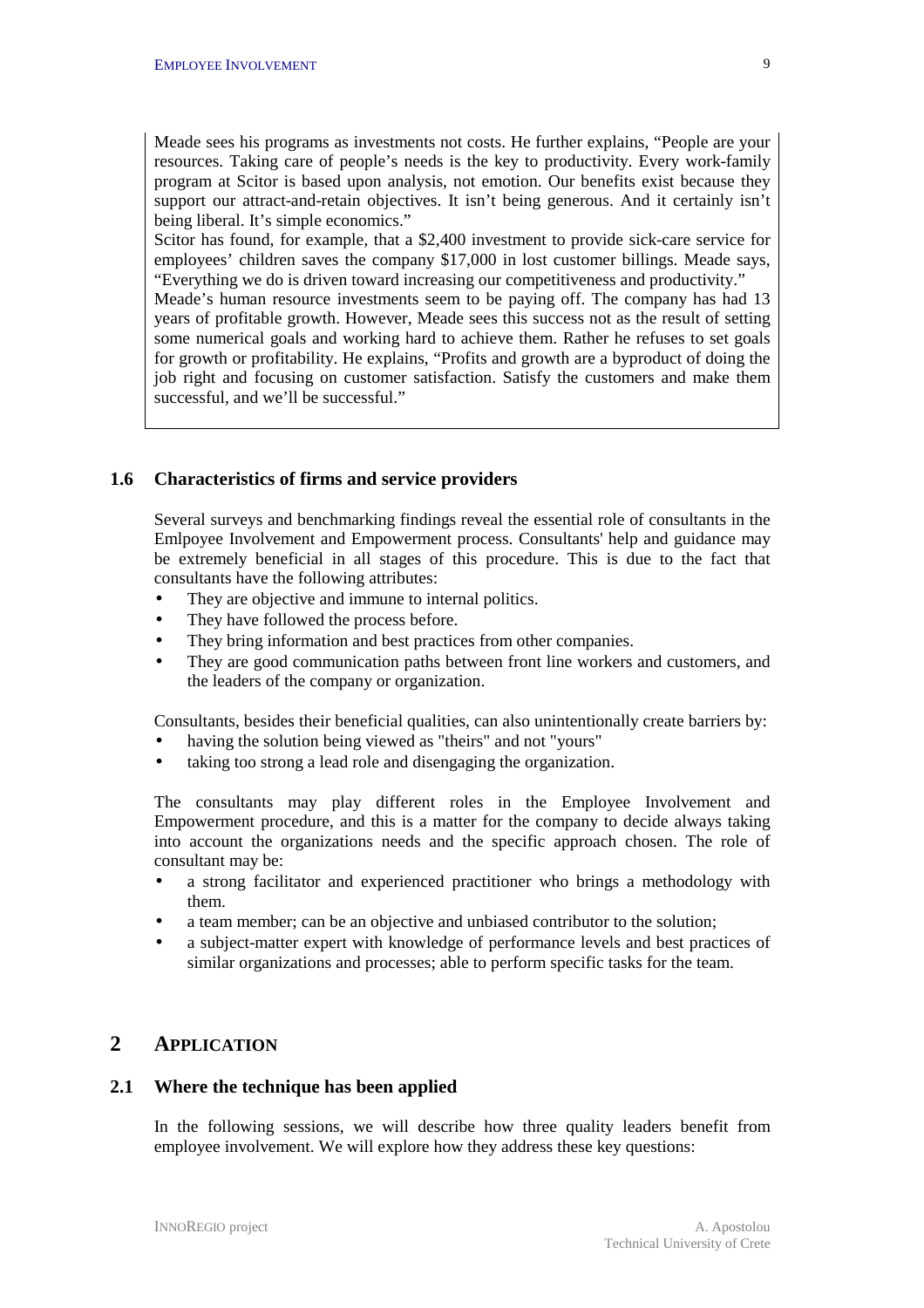Meade sees his programs as investments not costs. He further explains, "People are your resources. Taking care of people's needs is the key to productivity. Every work-family program at Scitor is based upon analysis, not emotion. Our benefits exist because they support our attract-and-retain objectives. It isn't being generous. And it certainly isn't being liberal. It's simple economics."

Scitor has found, for example, that a $2,400 investment to provide sick-care service for employees' children saves the company $17,000 in lost customer billings. Meade says, "Everything we do is driven toward increasing our competitiveness and productivity."

Meade's human resource investments seem to be paying off. The company has had 13 years of profitable growth. However, Meade sees this success not as the result of setting some numerical goals and working hard to achieve them. Rather he refuses to set goals for growth or profitability. He explains, "Profits and growth are a byproduct of doing the job right and focusing on customer satisfaction. Satisfy the customers and make them successful, and we'll be successful."

### 1.6 Characteristics of firms and service providers

Several surveys and benchmarking findings reveal the essential role of consultants in the Emlpoyee Involvement and Empowerment process. Consultants' help and guidance may be extremely beneficial in all stages of this procedure. This is due to the fact that consultants have the following attributes:

- They are objective and immune to internal politics.
- They have followed the process before.
- They bring information and best practices from other companies.
- They are good communication paths between front line workers and customers, and the leaders of the company or organization.

Consultants, besides their beneficial qualities, can also unintentionally create barriers by:

- having the solution being viewed as "theirs" and not "yours"
- taking too strong a lead role and disengaging the organization.

The consultants may play different roles in the Employee Involvement and Empowerment procedure, and this is a matter for the company to decide always taking into account the organizations needs and the specific approach chosen. The role of consultant may be:

- a strong facilitator and experienced practitioner who brings a methodology with them.
- a team member; can be an objective and unbiased contributor to the solution;
- a subject-matter expert with knowledge of performance levels and best practices of similar organizations and processes; able to perform specific tasks for the team.

## 2 Application

### 2.1 Where the technique has been applied

In the following sessions, we will describe how three quality leaders benefit from employee involvement. We will explore how they address these key questions: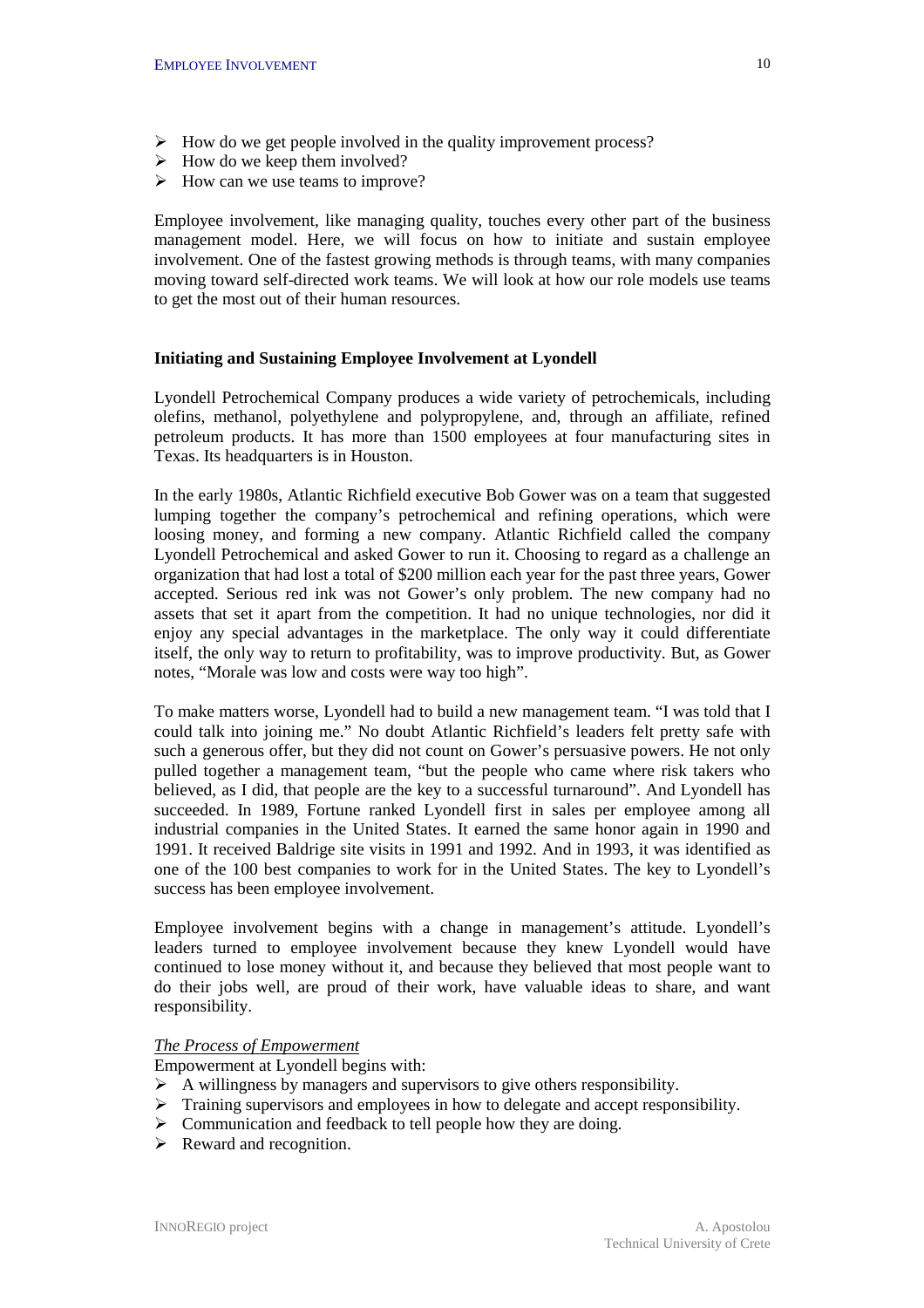- How do we get people involved in the quality improvement process?
- How do we keep them involved?
- How can we use teams to improve?

Employee involvement, like managing quality, touches every other part of the business management model. Here, we will focus on how to initiate and sustain employee involvement. One of the fastest growing methods is through teams, with many companies moving toward self-directed work teams. We will look at how our role models use teams to get the most out of their human resources.

**Initiating and Sustaining Employee Involvement at Lyondell**

Lyondell Petrochemical Company produces a wide variety of petrochemicals, including olefins, methanol, polyethylene and polypropylene, and, through an affiliate, refined petroleum products. It has more than 1500 employees at four manufacturing sites in Texas. Its headquarters is in Houston.

In the early 1980s, Atlantic Richfield executive Bob Gower was on a team that suggested lumping together the company's petrochemical and refining operations, which were loosing money, and forming a new company. Atlantic Richfield called the company Lyondell Petrochemical and asked Gower to run it. Choosing to regard as a challenge an organization that had lost a total of $200 million each year for the past three years, Gower accepted. Serious red ink was not Gower's only problem. The new company had no assets that set it apart from the competition. It had no unique technologies, nor did it enjoy any special advantages in the marketplace. The only way it could differentiate itself, the only way to return to profitability, was to improve productivity. But, as Gower notes, "Morale was low and costs were way too high".

To make matters worse, Lyondell had to build a new management team. "I was told that I could talk into joining me." No doubt Atlantic Richfield's leaders felt pretty safe with such a generous offer, but they did not count on Gower's persuasive powers. He not only pulled together a management team, "but the people who came where risk takers who believed, as I did, that people are the key to a successful turnaround". And Lyondell has succeeded. In 1989, Fortune ranked Lyondell first in sales per employee among all industrial companies in the United States. It earned the same honor again in 1990 and 1991. It received Baldrige site visits in 1991 and 1992. And in 1993, it was identified as one of the 100 best companies to work for in the United States. The key to Lyondell's success has been employee involvement.

Employee involvement begins with a change in management's attitude. Lyondell's leaders turned to employee involvement because they knew Lyondell would have continued to lose money without it, and because they believed that most people want to do their jobs well, are proud of their work, have valuable ideas to share, and want responsibility.

*The Process of Empowerment*

Empowerment at Lyondell begins with:

- A willingness by managers and supervisors to give others responsibility.
- Training supervisors and employees in how to delegate and accept responsibility.
- Communication and feedback to tell people how they are doing.
- Reward and recognition.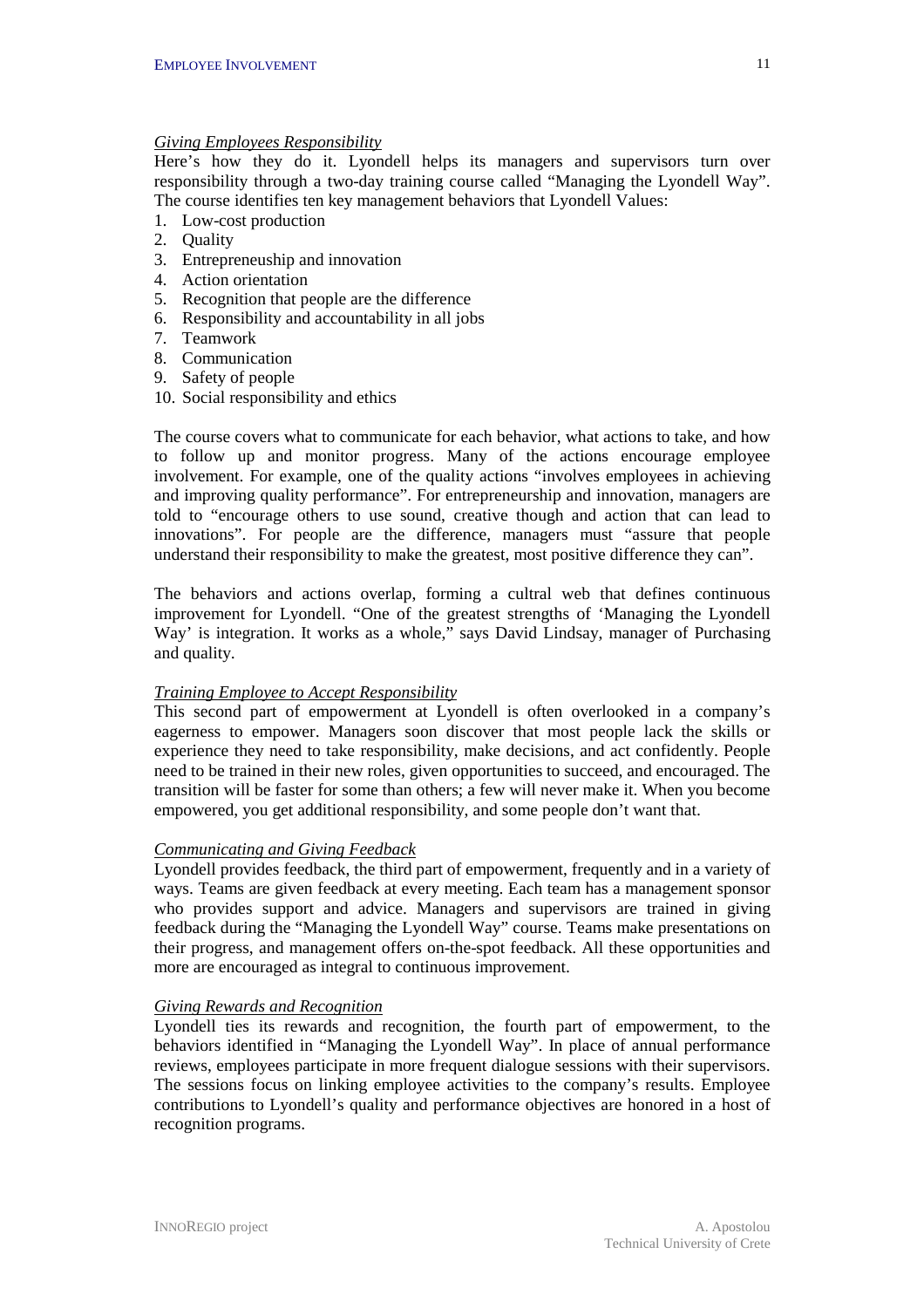*Giving Employees Responsibility*

Here's how they do it. Lyondell helps its managers and supervisors turn over responsibility through a two-day training course called "Managing the Lyondell Way". The course identifies ten key management behaviors that Lyondell Values:

1. Low-cost production
2. Quality
3. Entrepreneuship and innovation
4. Action orientation
5. Recognition that people are the difference
6. Responsibility and accountability in all jobs
7. Teamwork
8. Communication
9. Safety of people
10. Social responsibility and ethics

The course covers what to communicate for each behavior, what actions to take, and how to follow up and monitor progress. Many of the actions encourage employee involvement. For example, one of the quality actions "involves employees in achieving and improving quality performance". For entrepreneurship and innovation, managers are told to "encourage others to use sound, creative though and action that can lead to innovations". For people are the difference, managers must "assure that people understand their responsibility to make the greatest, most positive difference they can".

The behaviors and actions overlap, forming a cultral web that defines continuous improvement for Lyondell. "One of the greatest strengths of 'Managing the Lyondell Way' is integration. It works as a whole," says David Lindsay, manager of Purchasing and quality.

*Training Employee to Accept Responsibility*

This second part of empowerment at Lyondell is often overlooked in a company's eagerness to empower. Managers soon discover that most people lack the skills or experience they need to take responsibility, make decisions, and act confidently. People need to be trained in their new roles, given opportunities to succeed, and encouraged. The transition will be faster for some than others; a few will never make it. When you become empowered, you get additional responsibility, and some people don't want that.

*Communicating and Giving Feedback*

Lyondell provides feedback, the third part of empowerment, frequently and in a variety of ways. Teams are given feedback at every meeting. Each team has a management sponsor who provides support and advice. Managers and supervisors are trained in giving feedback during the "Managing the Lyondell Way" course. Teams make presentations on their progress, and management offers on-the-spot feedback. All these opportunities and more are encouraged as integral to continuous improvement.

*Giving Rewards and Recognition*

Lyondell ties its rewards and recognition, the fourth part of empowerment, to the behaviors identified in "Managing the Lyondell Way". In place of annual performance reviews, employees participate in more frequent dialogue sessions with their supervisors. The sessions focus on linking employee activities to the company's results. Employee contributions to Lyondell's quality and performance objectives are honored in a host of recognition programs.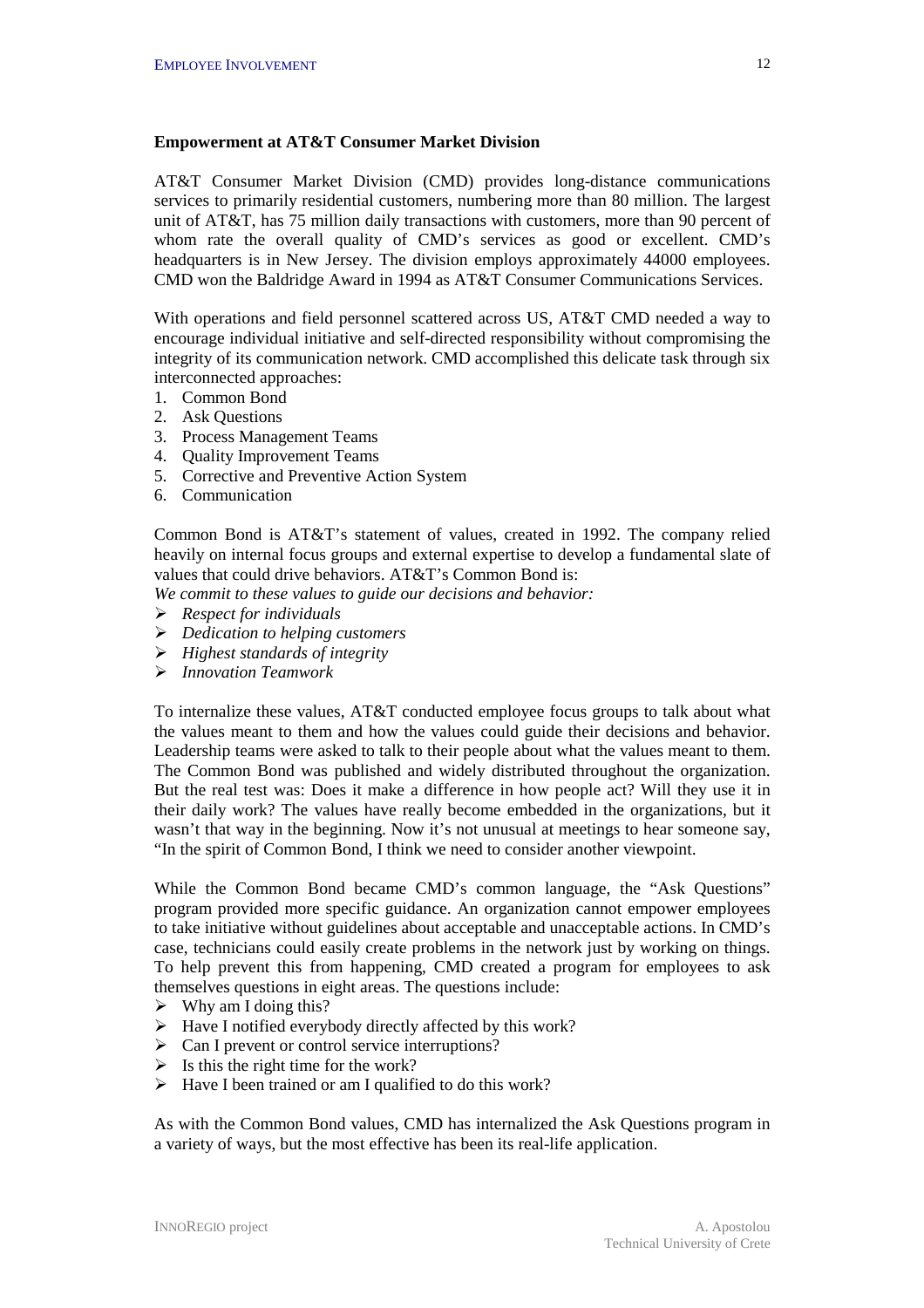### Empowerment at AT&T Consumer Market Division

AT&T Consumer Market Division (CMD) provides long-distance communications services to primarily residential customers, numbering more than 80 million. The largest unit of AT&T, has 75 million daily transactions with customers, more than 90 percent of whom rate the overall quality of CMD's services as good or excellent. CMD's headquarters is in New Jersey. The division employs approximately 44000 employees. CMD won the Baldridge Award in 1994 as AT&T Consumer Communications Services.

With operations and field personnel scattered across US, AT&T CMD needed a way to encourage individual initiative and self-directed responsibility without compromising the integrity of its communication network. CMD accomplished this delicate task through six interconnected approaches:

1. Common Bond
2. Ask Questions
3. Process Management Teams
4. Quality Improvement Teams
5. Corrective and Preventive Action System
6. Communication

Common Bond is AT&T's statement of values, created in 1992. The company relied heavily on internal focus groups and external expertise to develop a fundamental slate of values that could drive behaviors. AT&T's Common Bond is:

*We commit to these values to guide our decisions and behavior:*

- *Respect for individuals*
- *Dedication to helping customers*
- *Highest standards of integrity*
- *Innovation Teamwork*

To internalize these values, AT&T conducted employee focus groups to talk about what the values meant to them and how the values could guide their decisions and behavior. Leadership teams were asked to talk to their people about what the values meant to them. The Common Bond was published and widely distributed throughout the organization. But the real test was: Does it make a difference in how people act? Will they use it in their daily work? The values have really become embedded in the organizations, but it wasn't that way in the beginning. Now it's not unusual at meetings to hear someone say, "In the spirit of Common Bond, I think we need to consider another viewpoint.

While the Common Bond became CMD's common language, the "Ask Questions" program provided more specific guidance. An organization cannot empower employees to take initiative without guidelines about acceptable and unacceptable actions. In CMD's case, technicians could easily create problems in the network just by working on things. To help prevent this from happening, CMD created a program for employees to ask themselves questions in eight areas. The questions include:

- Why am I doing this?
- Have I notified everybody directly affected by this work?
- Can I prevent or control service interruptions?
- Is this the right time for the work?
- Have I been trained or am I qualified to do this work?

As with the Common Bond values, CMD has internalized the Ask Questions program in a variety of ways, but the most effective has been its real-life application.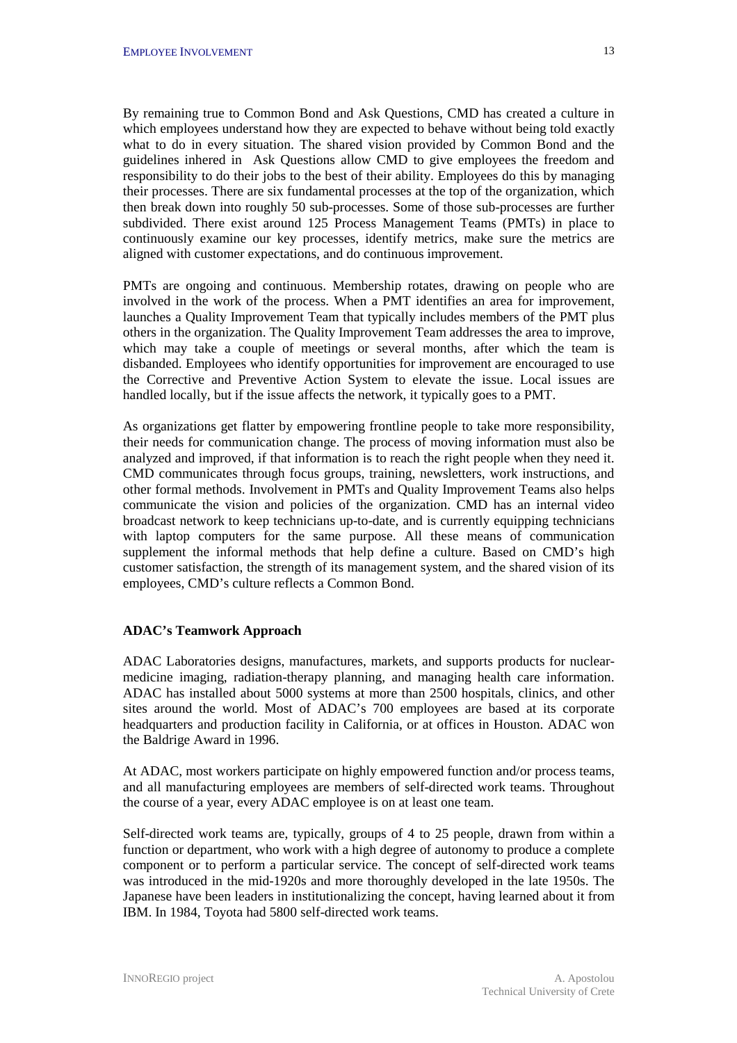By remaining true to Common Bond and Ask Questions, CMD has created a culture in which employees understand how they are expected to behave without being told exactly what to do in every situation. The shared vision provided by Common Bond and the guidelines inhered in  Ask Questions allow CMD to give employees the freedom and responsibility to do their jobs to the best of their ability. Employees do this by managing their processes. There are six fundamental processes at the top of the organization, which then break down into roughly 50 sub-processes. Some of those sub-processes are further subdivided. There exist around 125 Process Management Teams (PMTs) in place to continuously examine our key processes, identify metrics, make sure the metrics are aligned with customer expectations, and do continuous improvement.

PMTs are ongoing and continuous. Membership rotates, drawing on people who are involved in the work of the process. When a PMT identifies an area for improvement, launches a Quality Improvement Team that typically includes members of the PMT plus others in the organization. The Quality Improvement Team addresses the area to improve, which may take a couple of meetings or several months, after which the team is disbanded. Employees who identify opportunities for improvement are encouraged to use the Corrective and Preventive Action System to elevate the issue. Local issues are handled locally, but if the issue affects the network, it typically goes to a PMT.

As organizations get flatter by empowering frontline people to take more responsibility, their needs for communication change. The process of moving information must also be analyzed and improved, if that information is to reach the right people when they need it. CMD communicates through focus groups, training, newsletters, work instructions, and other formal methods. Involvement in PMTs and Quality Improvement Teams also helps communicate the vision and policies of the organization. CMD has an internal video broadcast network to keep technicians up-to-date, and is currently equipping technicians with laptop computers for the same purpose. All these means of communication supplement the informal methods that help define a culture. Based on CMD's high customer satisfaction, the strength of its management system, and the shared vision of its employees, CMD's culture reflects a Common Bond.

**ADAC's Teamwork Approach**

ADAC Laboratories designs, manufactures, markets, and supports products for nuclear-medicine imaging, radiation-therapy planning, and managing health care information. ADAC has installed about 5000 systems at more than 2500 hospitals, clinics, and other sites around the world. Most of ADAC's 700 employees are based at its corporate headquarters and production facility in California, or at offices in Houston. ADAC won the Baldrige Award in 1996.

At ADAC, most workers participate on highly empowered function and/or process teams, and all manufacturing employees are members of self-directed work teams. Throughout the course of a year, every ADAC employee is on at least one team.

Self-directed work teams are, typically, groups of 4 to 25 people, drawn from within a function or department, who work with a high degree of autonomy to produce a complete component or to perform a particular service. The concept of self-directed work teams was introduced in the mid-1920s and more thoroughly developed in the late 1950s. The Japanese have been leaders in institutionalizing the concept, having learned about it from IBM. In 1984, Toyota had 5800 self-directed work teams.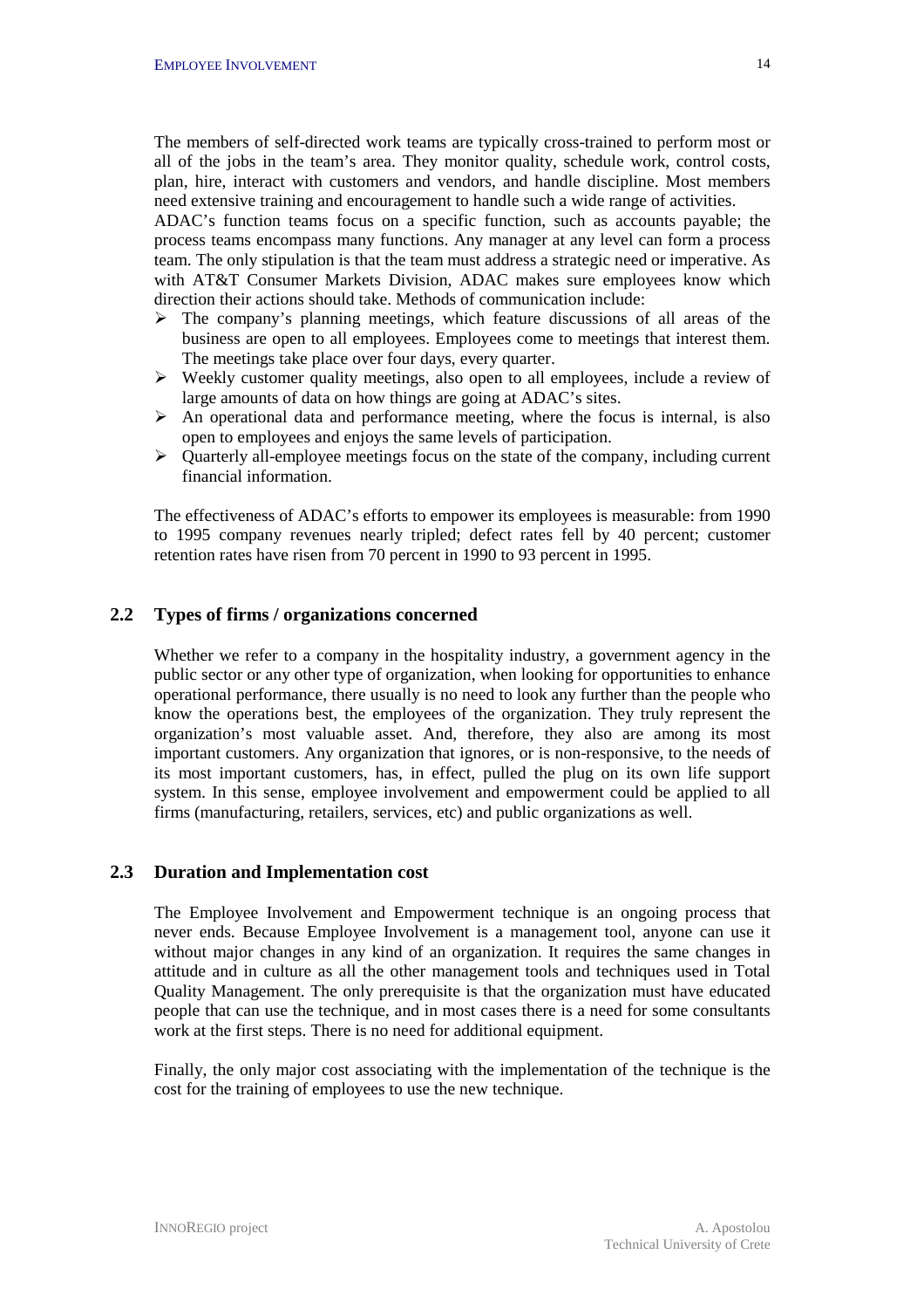The members of self-directed work teams are typically cross-trained to perform most or all of the jobs in the team's area. They monitor quality, schedule work, control costs, plan, hire, interact with customers and vendors, and handle discipline. Most members need extensive training and encouragement to handle such a wide range of activities.
ADAC's function teams focus on a specific function, such as accounts payable; the process teams encompass many functions. Any manager at any level can form a process team. The only stipulation is that the team must address a strategic need or imperative. As with AT&T Consumer Markets Division, ADAC makes sure employees know which direction their actions should take. Methods of communication include:

- The company's planning meetings, which feature discussions of all areas of the business are open to all employees. Employees come to meetings that interest them. The meetings take place over four days, every quarter.
- Weekly customer quality meetings, also open to all employees, include a review of large amounts of data on how things are going at ADAC's sites.
- An operational data and performance meeting, where the focus is internal, is also open to employees and enjoys the same levels of participation.
- Quarterly all-employee meetings focus on the state of the company, including current financial information.

The effectiveness of ADAC's efforts to empower its employees is measurable: from 1990 to 1995 company revenues nearly tripled; defect rates fell by 40 percent; customer retention rates have risen from 70 percent in 1990 to 93 percent in 1995.

## 2.2 Types of firms / organizations concerned

Whether we refer to a company in the hospitality industry, a government agency in the public sector or any other type of organization, when looking for opportunities to enhance operational performance, there usually is no need to look any further than the people who know the operations best, the employees of the organization. They truly represent the organization's most valuable asset. And, therefore, they also are among its most important customers. Any organization that ignores, or is non-responsive, to the needs of its most important customers, has, in effect, pulled the plug on its own life support system. In this sense, employee involvement and empowerment could be applied to all firms (manufacturing, retailers, services, etc) and public organizations as well.

## 2.3 Duration and Implementation cost

The Employee Involvement and Empowerment technique is an ongoing process that never ends. Because Employee Involvement is a management tool, anyone can use it without major changes in any kind of an organization. It requires the same changes in attitude and in culture as all the other management tools and techniques used in Total Quality Management. The only prerequisite is that the organization must have educated people that can use the technique, and in most cases there is a need for some consultants work at the first steps. There is no need for additional equipment.

Finally, the only major cost associating with the implementation of the technique is the cost for the training of employees to use the new technique.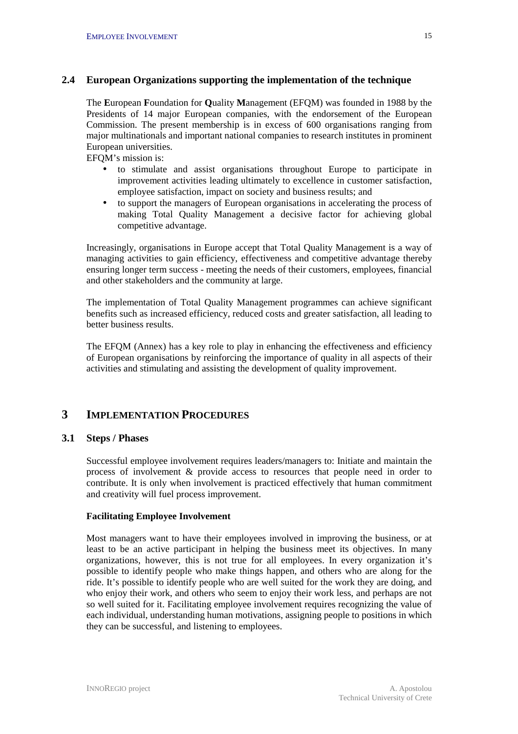## 2.4 European Organizations supporting the implementation of the technique

The **E**uropean **F**oundation for **Q**uality **M**anagement (EFQM) was founded in 1988 by the Presidents of 14 major European companies, with the endorsement of the European Commission. The present membership is in excess of 600 organisations ranging from major multinationals and important national companies to research institutes in prominent European universities.

EFQM's mission is:

- to stimulate and assist organisations throughout Europe to participate in improvement activities leading ultimately to excellence in customer satisfaction, employee satisfaction, impact on society and business results; and
- to support the managers of European organisations in accelerating the process of making Total Quality Management a decisive factor for achieving global competitive advantage.

Increasingly, organisations in Europe accept that Total Quality Management is a way of managing activities to gain efficiency, effectiveness and competitive advantage thereby ensuring longer term success - meeting the needs of their customers, employees, financial and other stakeholders and the community at large.

The implementation of Total Quality Management programmes can achieve significant benefits such as increased efficiency, reduced costs and greater satisfaction, all leading to better business results.

The EFQM (Annex) has a key role to play in enhancing the effectiveness and efficiency of European organisations by reinforcing the importance of quality in all aspects of their activities and stimulating and assisting the development of quality improvement.

# 3 Implementation Procedures

## 3.1 Steps / Phases

Successful employee involvement requires leaders/managers to: Initiate and maintain the process of involvement & provide access to resources that people need in order to contribute. It is only when involvement is practiced effectively that human commitment and creativity will fuel process improvement.

**Facilitating Employee Involvement**

Most managers want to have their employees involved in improving the business, or at least to be an active participant in helping the business meet its objectives. In many organizations, however, this is not true for all employees. In every organization it's possible to identify people who make things happen, and others who are along for the ride. It's possible to identify people who are well suited for the work they are doing, and who enjoy their work, and others who seem to enjoy their work less, and perhaps are not so well suited for it. Facilitating employee involvement requires recognizing the value of each individual, understanding human motivations, assigning people to positions in which they can be successful, and listening to employees.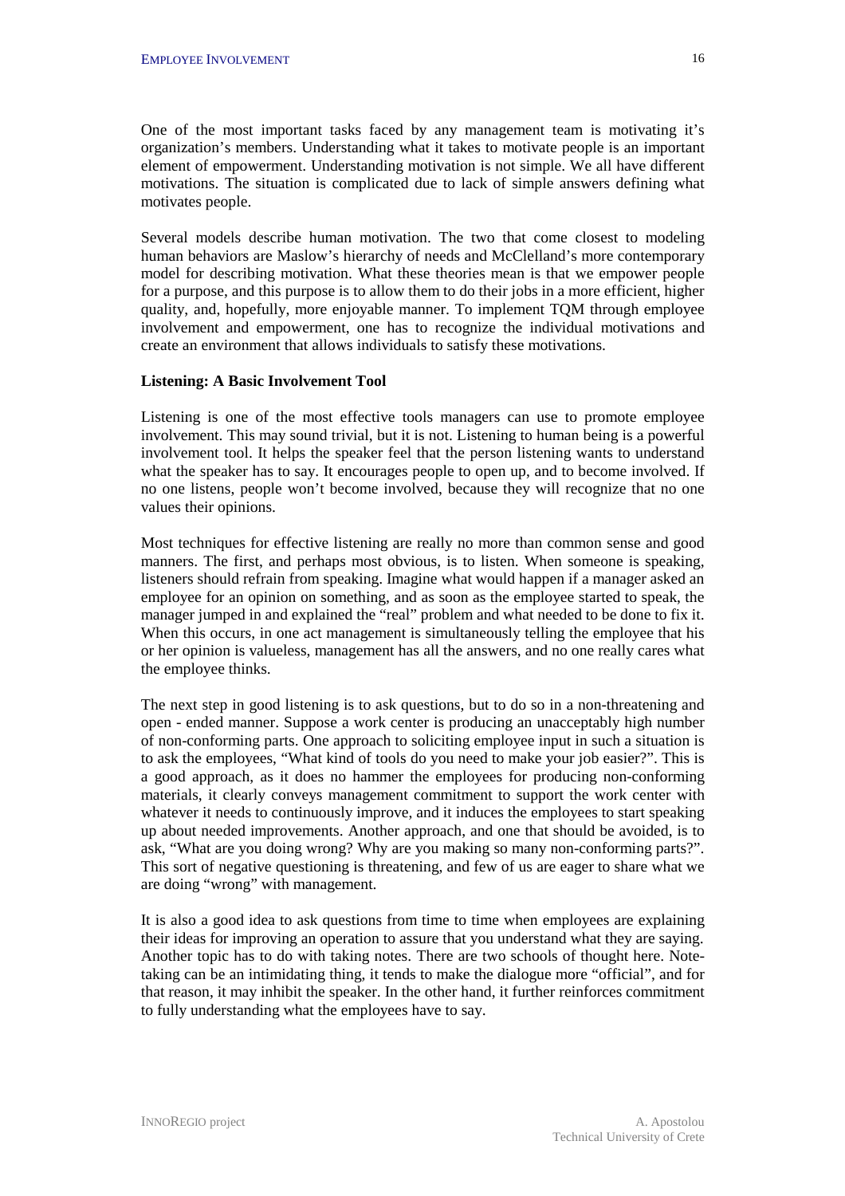One of the most important tasks faced by any management team is motivating it's organization's members. Understanding what it takes to motivate people is an important element of empowerment. Understanding motivation is not simple. We all have different motivations. The situation is complicated due to lack of simple answers defining what motivates people.

Several models describe human motivation. The two that come closest to modeling human behaviors are Maslow's hierarchy of needs and McClelland's more contemporary model for describing motivation. What these theories mean is that we empower people for a purpose, and this purpose is to allow them to do their jobs in a more efficient, higher quality, and, hopefully, more enjoyable manner. To implement TQM through employee involvement and empowerment, one has to recognize the individual motivations and create an environment that allows individuals to satisfy these motivations.

**Listening: A Basic Involvement Tool**

Listening is one of the most effective tools managers can use to promote employee involvement. This may sound trivial, but it is not. Listening to human being is a powerful involvement tool. It helps the speaker feel that the person listening wants to understand what the speaker has to say. It encourages people to open up, and to become involved. If no one listens, people won't become involved, because they will recognize that no one values their opinions.

Most techniques for effective listening are really no more than common sense and good manners. The first, and perhaps most obvious, is to listen. When someone is speaking, listeners should refrain from speaking. Imagine what would happen if a manager asked an employee for an opinion on something, and as soon as the employee started to speak, the manager jumped in and explained the "real" problem and what needed to be done to fix it. When this occurs, in one act management is simultaneously telling the employee that his or her opinion is valueless, management has all the answers, and no one really cares what the employee thinks.

The next step in good listening is to ask questions, but to do so in a non-threatening and open - ended manner. Suppose a work center is producing an unacceptably high number of non-conforming parts. One approach to soliciting employee input in such a situation is to ask the employees, "What kind of tools do you need to make your job easier?". This is a good approach, as it does no hammer the employees for producing non-conforming materials, it clearly conveys management commitment to support the work center with whatever it needs to continuously improve, and it induces the employees to start speaking up about needed improvements. Another approach, and one that should be avoided, is to ask, "What are you doing wrong? Why are you making so many non-conforming parts?". This sort of negative questioning is threatening, and few of us are eager to share what we are doing "wrong" with management.

It is also a good idea to ask questions from time to time when employees are explaining their ideas for improving an operation to assure that you understand what they are saying. Another topic has to do with taking notes. There are two schools of thought here. Note-taking can be an intimidating thing, it tends to make the dialogue more "official", and for that reason, it may inhibit the speaker. In the other hand, it further reinforces commitment to fully understanding what the employees have to say.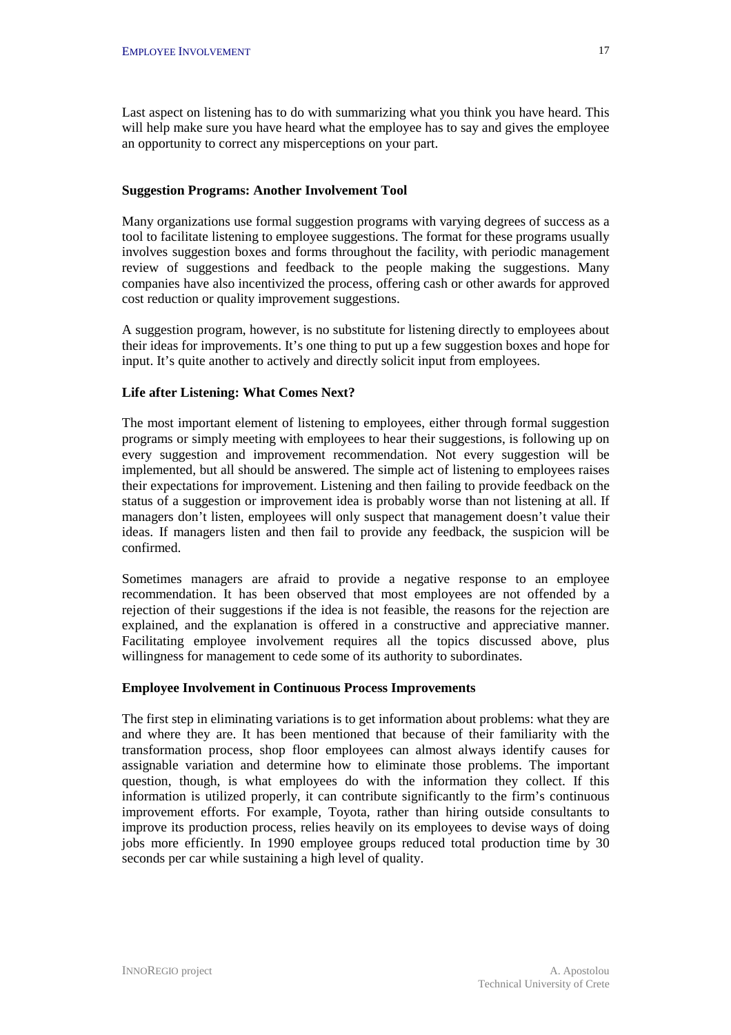Last aspect on listening has to do with summarizing what you think you have heard. This will help make sure you have heard what the employee has to say and gives the employee an opportunity to correct any misperceptions on your part.

### Suggestion Programs: Another Involvement Tool

Many organizations use formal suggestion programs with varying degrees of success as a tool to facilitate listening to employee suggestions. The format for these programs usually involves suggestion boxes and forms throughout the facility, with periodic management review of suggestions and feedback to the people making the suggestions. Many companies have also incentivized the process, offering cash or other awards for approved cost reduction or quality improvement suggestions.

A suggestion program, however, is no substitute for listening directly to employees about their ideas for improvements. It's one thing to put up a few suggestion boxes and hope for input. It's quite another to actively and directly solicit input from employees.

### Life after Listening: What Comes Next?

The most important element of listening to employees, either through formal suggestion programs or simply meeting with employees to hear their suggestions, is following up on every suggestion and improvement recommendation. Not every suggestion will be implemented, but all should be answered. The simple act of listening to employees raises their expectations for improvement. Listening and then failing to provide feedback on the status of a suggestion or improvement idea is probably worse than not listening at all. If managers don't listen, employees will only suspect that management doesn't value their ideas. If managers listen and then fail to provide any feedback, the suspicion will be confirmed.

Sometimes managers are afraid to provide a negative response to an employee recommendation. It has been observed that most employees are not offended by a rejection of their suggestions if the idea is not feasible, the reasons for the rejection are explained, and the explanation is offered in a constructive and appreciative manner. Facilitating employee involvement requires all the topics discussed above, plus willingness for management to cede some of its authority to subordinates.

### Employee Involvement in Continuous Process Improvements

The first step in eliminating variations is to get information about problems: what they are and where they are. It has been mentioned that because of their familiarity with the transformation process, shop floor employees can almost always identify causes for assignable variation and determine how to eliminate those problems. The important question, though, is what employees do with the information they collect. If this information is utilized properly, it can contribute significantly to the firm's continuous improvement efforts. For example, Toyota, rather than hiring outside consultants to improve its production process, relies heavily on its employees to devise ways of doing jobs more efficiently. In 1990 employee groups reduced total production time by 30 seconds per car while sustaining a high level of quality.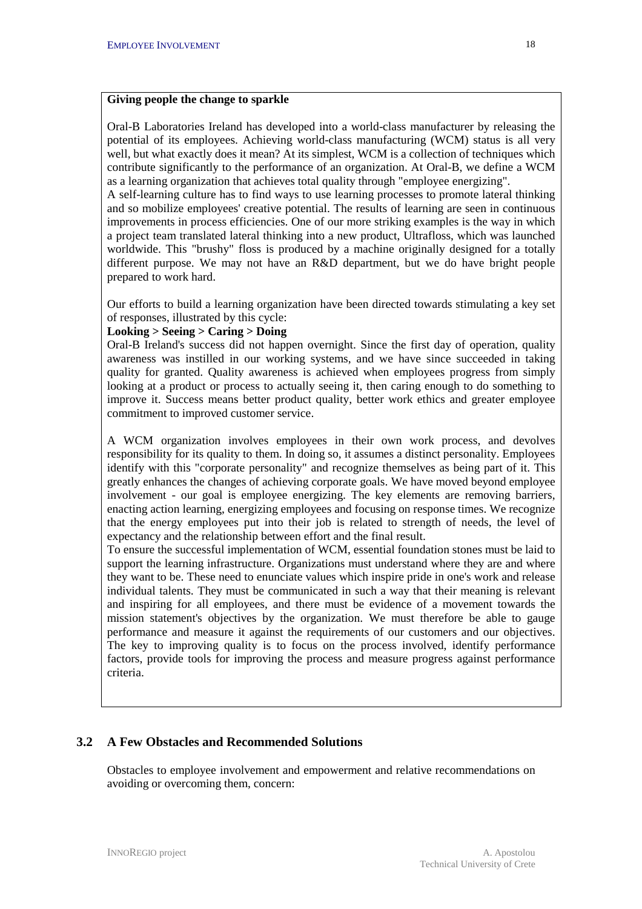**Giving people the change to sparkle**

Oral-B Laboratories Ireland has developed into a world-class manufacturer by releasing the potential of its employees. Achieving world-class manufacturing (WCM) status is all very well, but what exactly does it mean? At its simplest, WCM is a collection of techniques which contribute significantly to the performance of an organization. At Oral-B, we define a WCM as a learning organization that achieves total quality through "employee energizing".
A self-learning culture has to find ways to use learning processes to promote lateral thinking and so mobilize employees' creative potential. The results of learning are seen in continuous improvements in process efficiencies. One of our more striking examples is the way in which a project team translated lateral thinking into a new product, Ultrafloss, which was launched worldwide. This "brushy" floss is produced by a machine originally designed for a totally different purpose. We may not have an R&D department, but we do have bright people prepared to work hard.

Our efforts to build a learning organization have been directed towards stimulating a key set of responses, illustrated by this cycle:
**Looking > Seeing > Caring > Doing**
Oral-B Ireland's success did not happen overnight. Since the first day of operation, quality awareness was instilled in our working systems, and we have since succeeded in taking quality for granted. Quality awareness is achieved when employees progress from simply looking at a product or process to actually seeing it, then caring enough to do something to improve it. Success means better product quality, better work ethics and greater employee commitment to improved customer service.

A WCM organization involves employees in their own work process, and devolves responsibility for its quality to them. In doing so, it assumes a distinct personality. Employees identify with this "corporate personality" and recognize themselves as being part of it. This greatly enhances the changes of achieving corporate goals. We have moved beyond employee involvement - our goal is employee energizing. The key elements are removing barriers, enacting action learning, energizing employees and focusing on response times. We recognize that the energy employees put into their job is related to strength of needs, the level of expectancy and the relationship between effort and the final result.
To ensure the successful implementation of WCM, essential foundation stones must be laid to support the learning infrastructure. Organizations must understand where they are and where they want to be. These need to enunciate values which inspire pride in one's work and release individual talents. They must be communicated in such a way that their meaning is relevant and inspiring for all employees, and there must be evidence of a movement towards the mission statement's objectives by the organization. We must therefore be able to gauge performance and measure it against the requirements of our customers and our objectives. The key to improving quality is to focus on the process involved, identify performance factors, provide tools for improving the process and measure progress against performance criteria.

## 3.2 A Few Obstacles and Recommended Solutions

Obstacles to employee involvement and empowerment and relative recommendations on avoiding or overcoming them, concern: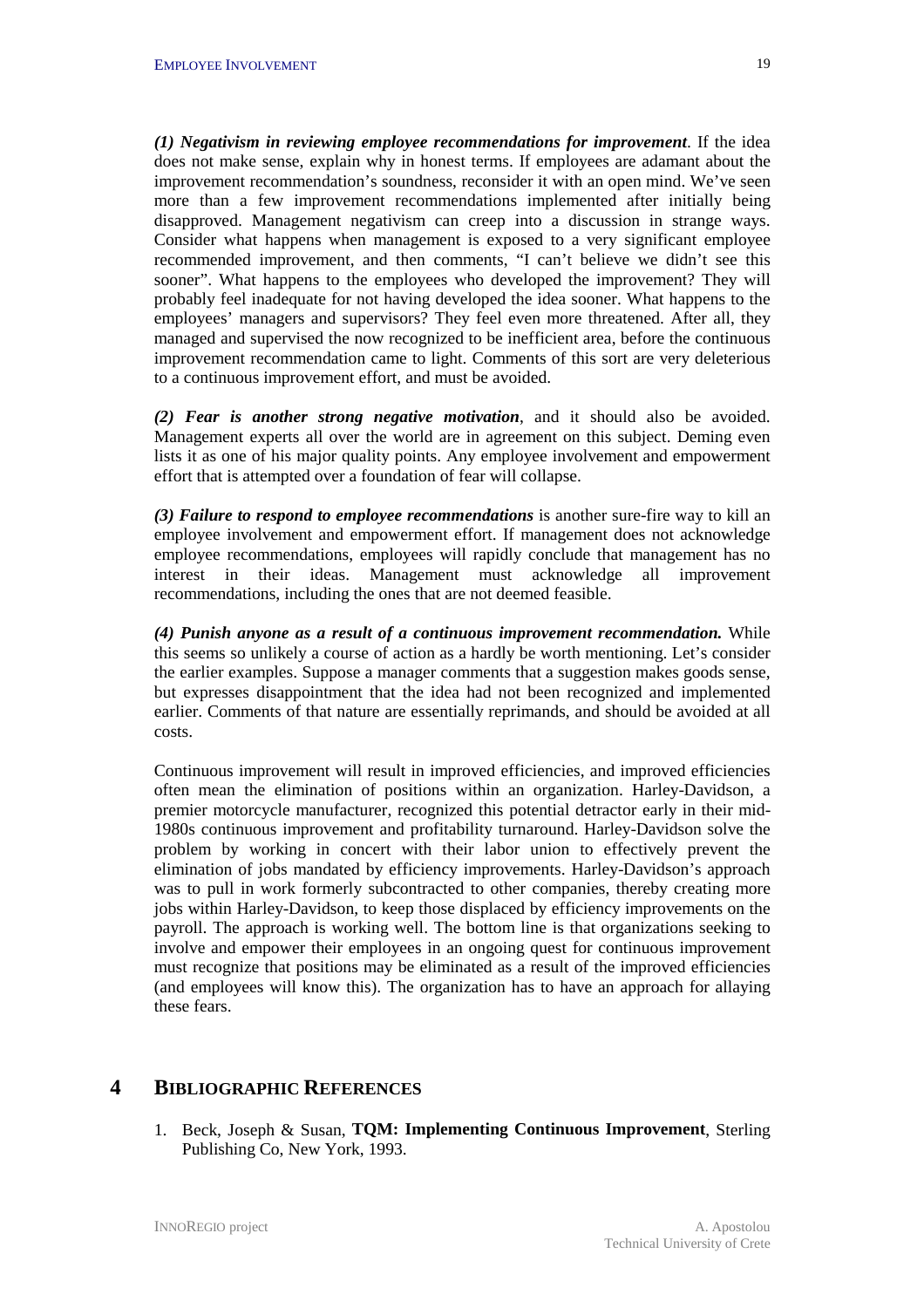***(1) Negativism in reviewing employee recommendations for improvement***. If the idea does not make sense, explain why in honest terms. If employees are adamant about the improvement recommendation's soundness, reconsider it with an open mind. We've seen more than a few improvement recommendations implemented after initially being disapproved. Management negativism can creep into a discussion in strange ways. Consider what happens when management is exposed to a very significant employee recommended improvement, and then comments, "I can't believe we didn't see this sooner". What happens to the employees who developed the improvement? They will probably feel inadequate for not having developed the idea sooner. What happens to the employees' managers and supervisors? They feel even more threatened. After all, they managed and supervised the now recognized to be inefficient area, before the continuous improvement recommendation came to light. Comments of this sort are very deleterious to a continuous improvement effort, and must be avoided.

***(2) Fear is another strong negative motivation***, and it should also be avoided. Management experts all over the world are in agreement on this subject. Deming even lists it as one of his major quality points. Any employee involvement and empowerment effort that is attempted over a foundation of fear will collapse.

***(3) Failure to respond to employee recommendations*** is another sure-fire way to kill an employee involvement and empowerment effort. If management does not acknowledge employee recommendations, employees will rapidly conclude that management has no interest in their ideas. Management must acknowledge all improvement recommendations, including the ones that are not deemed feasible.

***(4) Punish anyone as a result of a continuous improvement recommendation.*** While this seems so unlikely a course of action as a hardly be worth mentioning. Let's consider the earlier examples. Suppose a manager comments that a suggestion makes goods sense, but expresses disappointment that the idea had not been recognized and implemented earlier. Comments of that nature are essentially reprimands, and should be avoided at all costs.

Continuous improvement will result in improved efficiencies, and improved efficiencies often mean the elimination of positions within an organization. Harley-Davidson, a premier motorcycle manufacturer, recognized this potential detractor early in their mid-1980s continuous improvement and profitability turnaround. Harley-Davidson solve the problem by working in concert with their labor union to effectively prevent the elimination of jobs mandated by efficiency improvements. Harley-Davidson's approach was to pull in work formerly subcontracted to other companies, thereby creating more jobs within Harley-Davidson, to keep those displaced by efficiency improvements on the payroll. The approach is working well. The bottom line is that organizations seeking to involve and empower their employees in an ongoing quest for continuous improvement must recognize that positions may be eliminated as a result of the improved efficiencies (and employees will know this). The organization has to have an approach for allaying these fears.

# 4 BIBLIOGRAPHIC REFERENCES

1. Beck, Joseph & Susan, **TQM: Implementing Continuous Improvement**, Sterling Publishing Co, New York, 1993.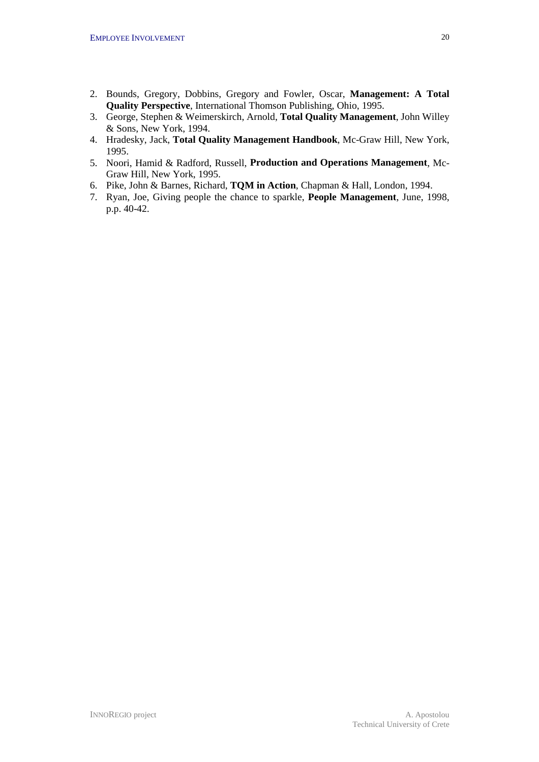2. Bounds, Gregory, Dobbins, Gregory and Fowler, Oscar, **Management: A Total Quality Perspective**, International Thomson Publishing, Ohio, 1995.
3. George, Stephen & Weimerskirch, Arnold, **Total Quality Management**, John Willey & Sons, New York, 1994.
4. Hradesky, Jack, **Total Quality Management Handbook**, Mc-Graw Hill, New York, 1995.
5. Noori, Hamid & Radford, Russell, **Production and Operations Management**, Mc-Graw Hill, New York, 1995.
6. Pike, John & Barnes, Richard, **TQM in Action**, Chapman & Hall, London, 1994.
7. Ryan, Joe, Giving people the chance to sparkle, **People Management**, June, 1998, p.p. 40-42.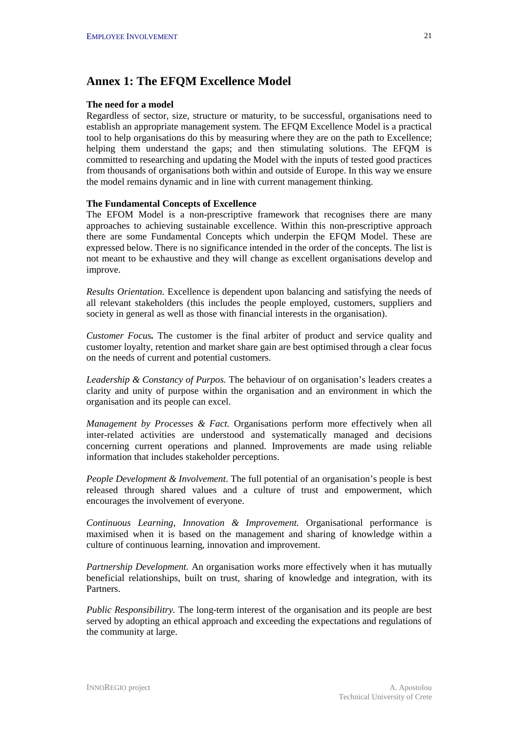## Annex 1: The EFQM Excellence Model

**The need for a model**

Regardless of sector, size, structure or maturity, to be successful, organisations need to establish an appropriate management system. The EFQM Excellence Model is a practical tool to help organisations do this by measuring where they are on the path to Excellence; helping them understand the gaps; and then stimulating solutions. The EFQM is committed to researching and updating the Model with the inputs of tested good practices from thousands of organisations both within and outside of Europe. In this way we ensure the model remains dynamic and in line with current management thinking.

**The Fundamental Concepts of Excellence**

The EFOM Model is a non-prescriptive framework that recognises there are many approaches to achieving sustainable excellence. Within this non-prescriptive approach there are some Fundamental Concepts which underpin the EFQM Model. These are expressed below. There is no significance intended in the order of the concepts. The list is not meant to be exhaustive and they will change as excellent organisations develop and improve.

*Results Orientation.* Excellence is dependent upon balancing and satisfying the needs of all relevant stakeholders (this includes the people employed, customers, suppliers and society in general as well as those with financial interests in the organisation).

*Customer Focus.* The customer is the final arbiter of product and service quality and customer loyalty, retention and market share gain are best optimised through a clear focus on the needs of current and potential customers.

*Leadership & Constancy of Purpos.* The behaviour of on organisation's leaders creates a clarity and unity of purpose within the organisation and an environment in which the organisation and its people can excel.

*Management by Processes & Fact.* Organisations perform more effectively when all inter-related activities are understood and systematically managed and decisions concerning current operations and planned. Improvements are made using reliable information that includes stakeholder perceptions.

*People Development & Involvement*. The full potential of an organisation's people is best released through shared values and a culture of trust and empowerment, which encourages the involvement of everyone.

*Continuous Learning, Innovation & Improvement.* Organisational performance is maximised when it is based on the management and sharing of knowledge within a culture of continuous learning, innovation and improvement.

*Partnership Development.* An organisation works more effectively when it has mutually beneficial relationships, built on trust, sharing of knowledge and integration, with its Partners.

*Public Responsibilitry.* The long-term interest of the organisation and its people are best served by adopting an ethical approach and exceeding the expectations and regulations of the community at large.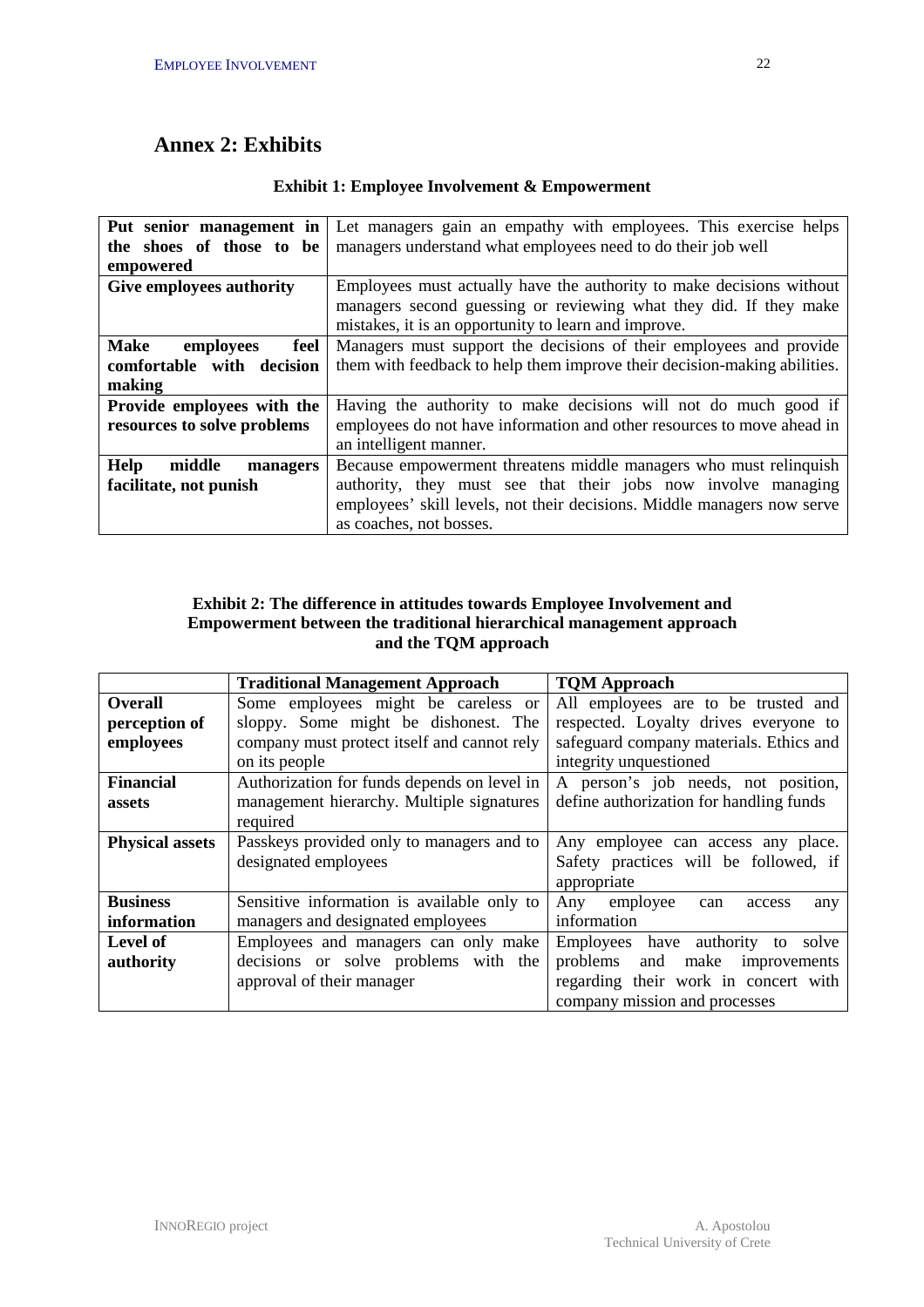## Annex 2: Exhibits

**Exhibit 1: Employee Involvement & Empowerment**

| | |
|---|---|
| **Put senior management in the shoes of those to be empowered** | Let managers gain an empathy with employees. This exercise helps managers understand what employees need to do their job well |
| **Give employees authority** | Employees must actually have the authority to make decisions without managers second guessing or reviewing what they did. If they make mistakes, it is an opportunity to learn and improve. |
| **Make employees feel comfortable with decision making** | Managers must support the decisions of their employees and provide them with feedback to help them improve their decision-making abilities. |
| **Provide employees with the resources to solve problems** | Having the authority to make decisions will not do much good if employees do not have information and other resources to move ahead in an intelligent manner. |
| **Help middle managers facilitate, not punish** | Because empowerment threatens middle managers who must relinquish authority, they must see that their jobs now involve managing employees' skill levels, not their decisions. Middle managers now serve as coaches, not bosses. |

**Exhibit 2: The difference in attitudes towards Employee Involvement and Empowerment between the traditional hierarchical management approach and the TQM approach**

| | **Traditional Management Approach** | **TQM Approach** |
|---|---|---|
| **Overall perception of employees** | Some employees might be careless or sloppy. Some might be dishonest. The company must protect itself and cannot rely on its people | All employees are to be trusted and respected. Loyalty drives everyone to safeguard company materials. Ethics and integrity unquestioned |
| **Financial assets** | Authorization for funds depends on level in management hierarchy. Multiple signatures required | A person's job needs, not position, define authorization for handling funds |
| **Physical assets** | Passkeys provided only to managers and to designated employees | Any employee can access any place. Safety practices will be followed, if appropriate |
| **Business information** | Sensitive information is available only to managers and designated employees | Any employee can access any information |
| **Level of authority** | Employees and managers can only make decisions or solve problems with the approval of their manager | Employees have authority to solve problems and make improvements regarding their work in concert with company mission and processes |